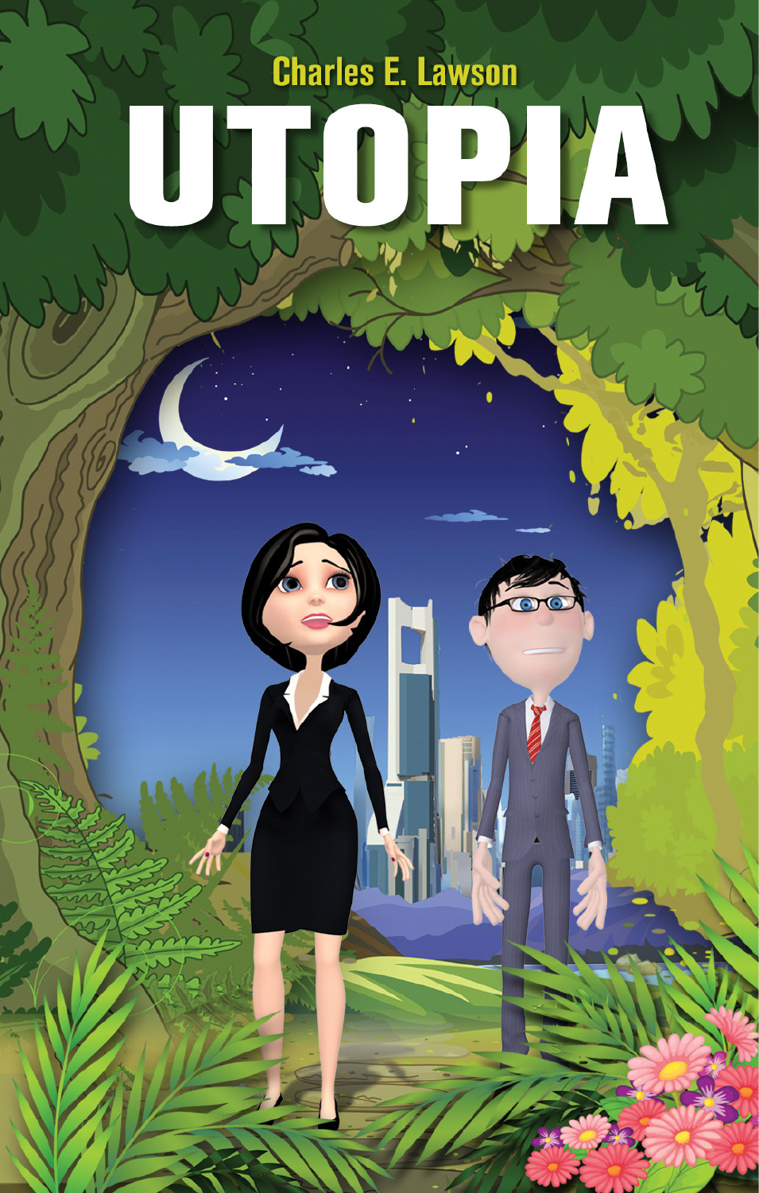Charles E. Lawson

# UTOPIA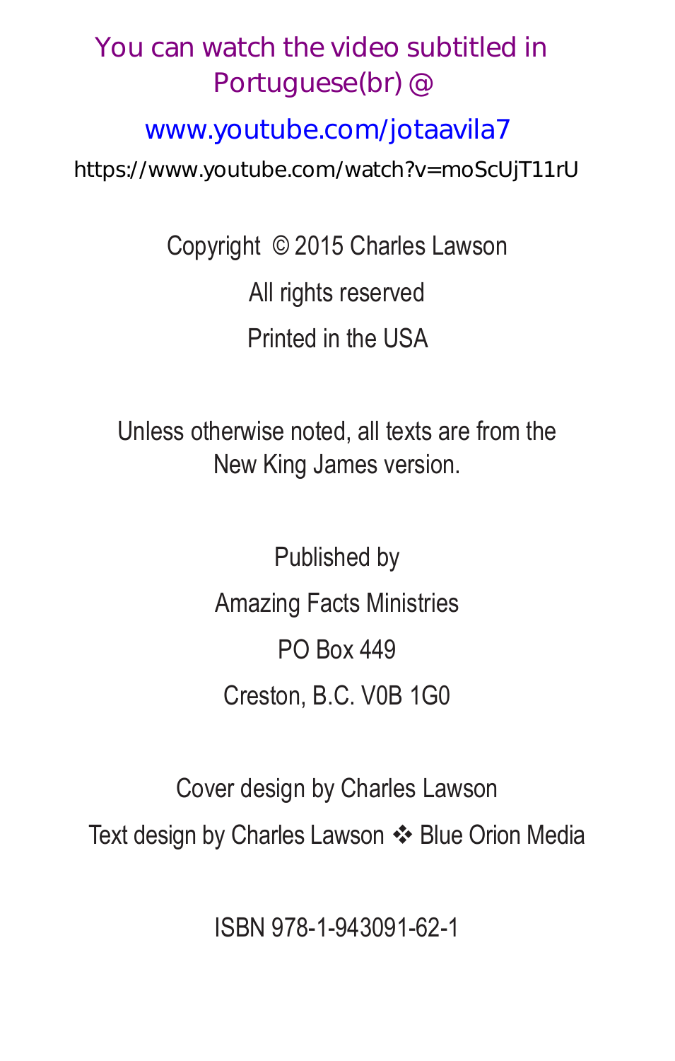You can watch the video subtitled in Portuguese(br) @

www.youtube.com/jotaavila7

https://www.youtube.com/watch?v=moScUjT11rU

Copyright © 2015 Charles Lawson

All rights reserved

Printed in the USA

Unless otherwise noted, all texts are from the New King James version.

Published by

Amazing Facts Ministries

PO Box 449

Creston, B.C. V0B 1G0

Cover design by Charles Lawson

Text design by Charles Lawson ❖ Blue Orion Media

ISBN 978-1-943091-62-1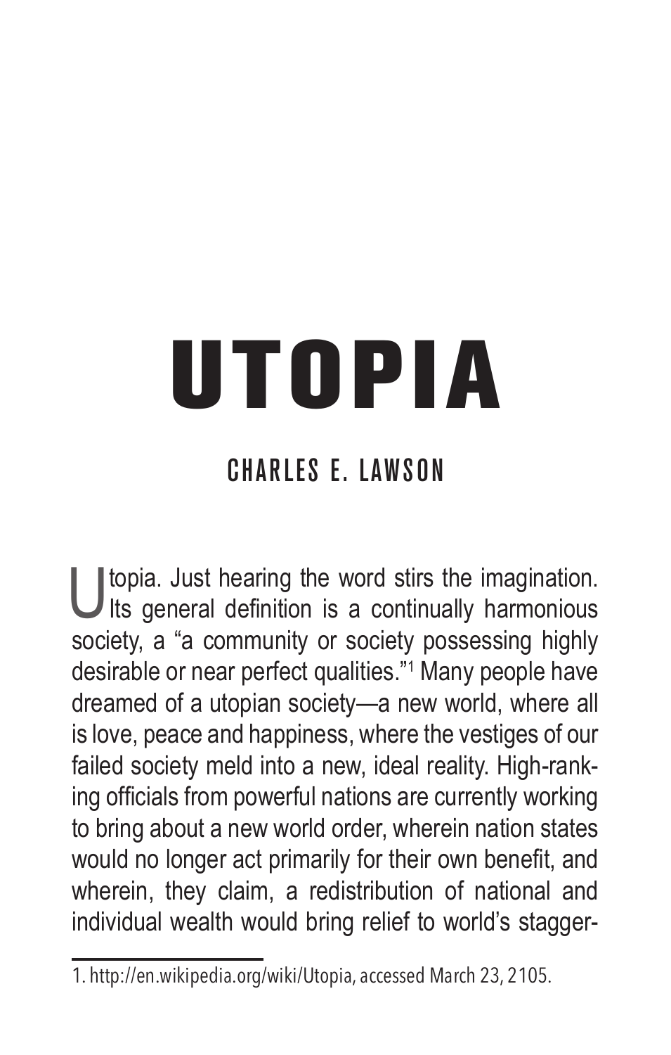# UTOPIA

## CHARLES E. LAWSON

Utopia. Just hearing the word stirs the imagination. Its general definition is a continually harmonious society, a "a community or society possessing highly desirable or near perfect qualities."[1] Many people have dreamed of a utopian society—a new world, where all is love, peace and happiness, where the vestiges of our failed society meld into a new, ideal reality. High-ranking officials from powerful nations are currently working to bring about a new world order, wherein nation states would no longer act primarily for their own benefit, and wherein, they claim, a redistribution of national and individual wealth would bring relief to world's stagger-

---

1. http://en.wikipedia.org/wiki/Utopia, accessed March 23, 2105.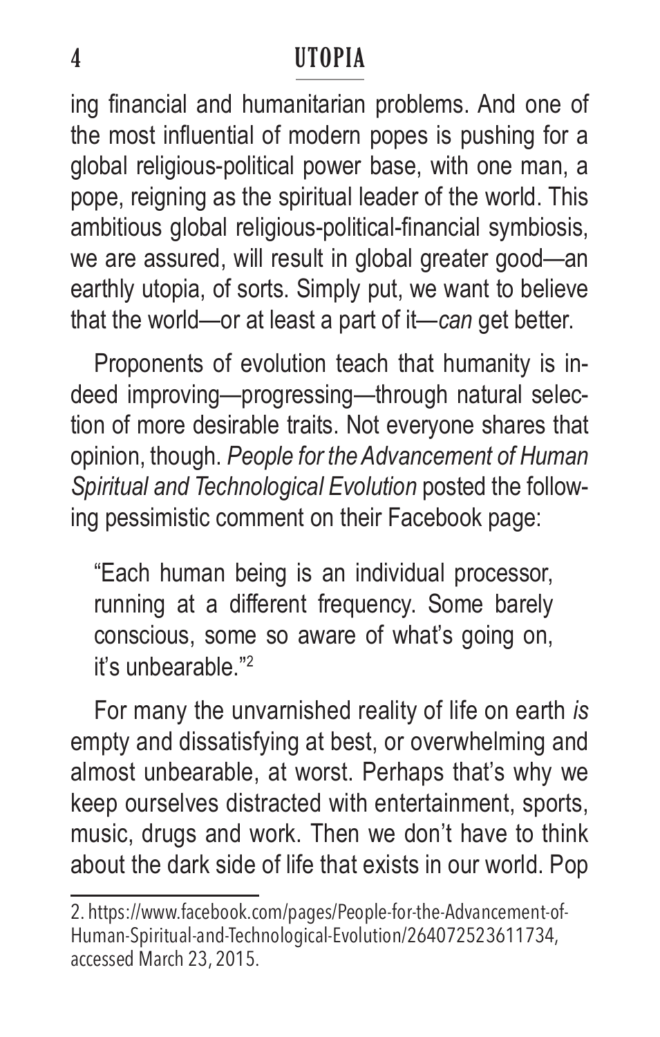ing financial and humanitarian problems. And one of the most influential of modern popes is pushing for a global religious-political power base, with one man, a pope, reigning as the spiritual leader of the world. This ambitious global religious-political-financial symbiosis, we are assured, will result in global greater good—an earthly utopia, of sorts. Simply put, we want to believe that the world—or at least a part of it—*can* get better.

Proponents of evolution teach that humanity is indeed improving—progressing—through natural selection of more desirable traits. Not everyone shares that opinion, though. *People for the Advancement of Human Spiritual and Technological Evolution* posted the following pessimistic comment on their Facebook page:

> "Each human being is an individual processor, running at a different frequency. Some barely conscious, some so aware of what's going on, it's unbearable."[2]

For many the unvarnished reality of life on earth *is* empty and dissatisfying at best, or overwhelming and almost unbearable, at worst. Perhaps that's why we keep ourselves distracted with entertainment, sports, music, drugs and work. Then we don't have to think about the dark side of life that exists in our world. Pop

---

2. https://www.facebook.com/pages/People-for-the-Advancement-of-Human-Spiritual-and-Technological-Evolution/264072523611734, accessed March 23, 2015.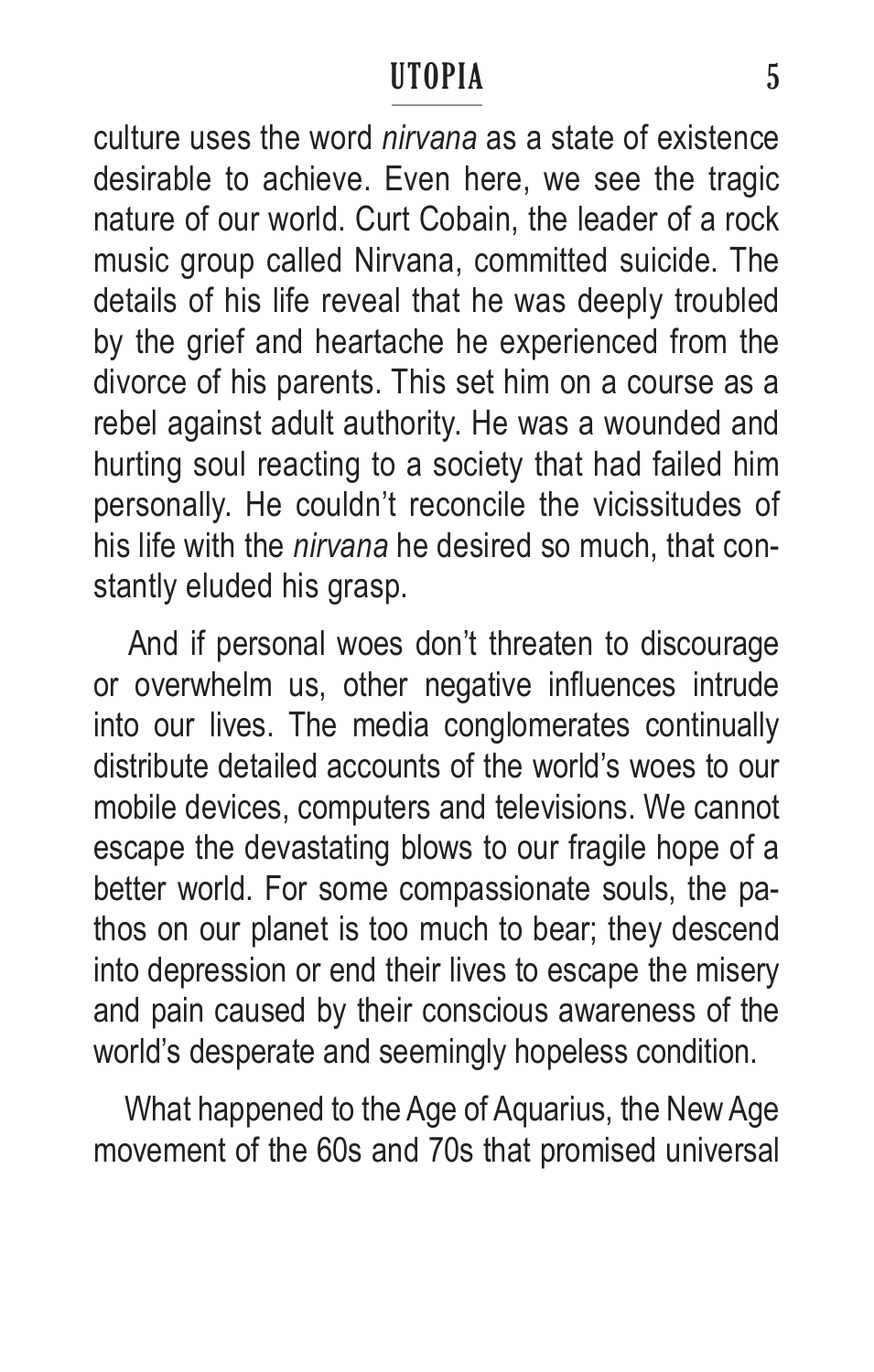culture uses the word *nirvana* as a state of existence desirable to achieve. Even here, we see the tragic nature of our world. Curt Cobain, the leader of a rock music group called Nirvana, committed suicide. The details of his life reveal that he was deeply troubled by the grief and heartache he experienced from the divorce of his parents. This set him on a course as a rebel against adult authority. He was a wounded and hurting soul reacting to a society that had failed him personally. He couldn't reconcile the vicissitudes of his life with the *nirvana* he desired so much, that constantly eluded his grasp.

And if personal woes don't threaten to discourage or overwhelm us, other negative influences intrude into our lives. The media conglomerates continually distribute detailed accounts of the world's woes to our mobile devices, computers and televisions. We cannot escape the devastating blows to our fragile hope of a better world. For some compassionate souls, the pathos on our planet is too much to bear; they descend into depression or end their lives to escape the misery and pain caused by their conscious awareness of the world's desperate and seemingly hopeless condition.

What happened to the Age of Aquarius, the New Age movement of the 60s and 70s that promised universal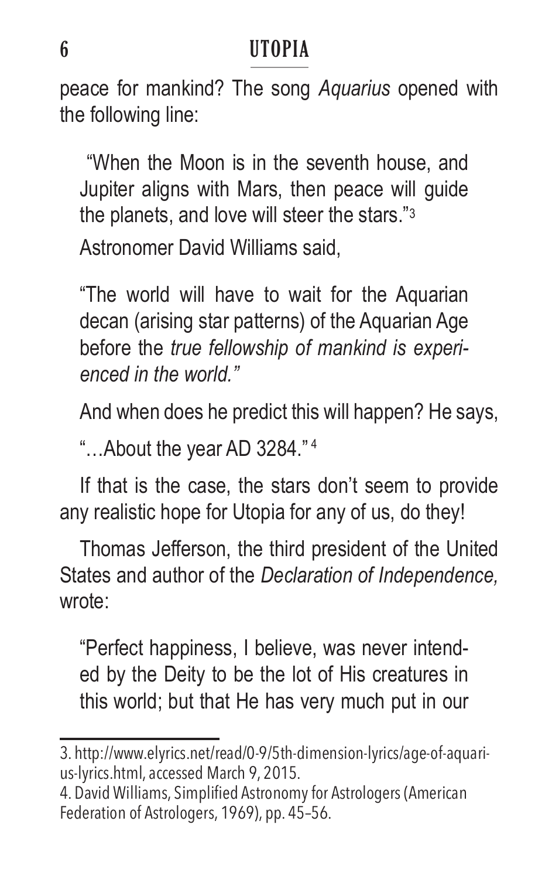peace for mankind? The song *Aquarius* opened with the following line:

> "When the Moon is in the seventh house, and Jupiter aligns with Mars, then peace will guide the planets, and love will steer the stars."[3]

Astronomer David Williams said,

> "The world will have to wait for the Aquarian decan (arising star patterns) of the Aquarian Age before the *true fellowship of mankind is experienced in the world."*

And when does he predict this will happen? He says,

"…About the year AD 3284."[4]

If that is the case, the stars don't seem to provide any realistic hope for Utopia for any of us, do they!

Thomas Jefferson, the third president of the United States and author of the *Declaration of Independence,* wrote:

> "Perfect happiness, I believe, was never intended by the Deity to be the lot of His creatures in this world; but that He has very much put in our

---

3. http://www.elyrics.net/read/0-9/5th-dimension-lyrics/age-of-aquarius-lyrics.html, accessed March 9, 2015.
4. David Williams, Simplified Astronomy for Astrologers (American Federation of Astrologers, 1969), pp. 45–56.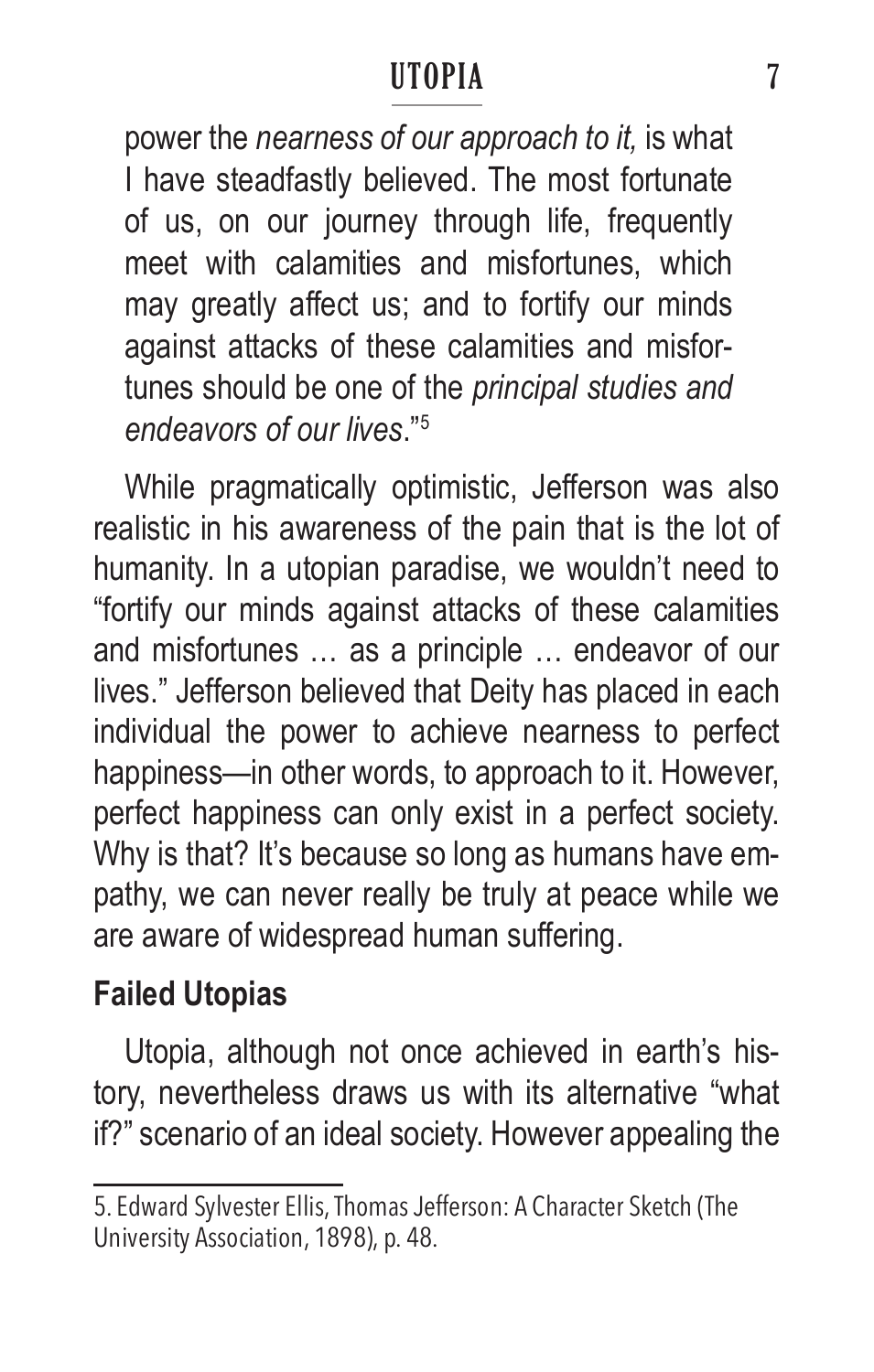power the *nearness of our approach to it,* is what I have steadfastly believed. The most fortunate of us, on our journey through life, frequently meet with calamities and misfortunes, which may greatly affect us; and to fortify our minds against attacks of these calamities and misfortunes should be one of the *principal studies and endeavors of our lives*."[5]

While pragmatically optimistic, Jefferson was also realistic in his awareness of the pain that is the lot of humanity. In a utopian paradise, we wouldn't need to "fortify our minds against attacks of these calamities and misfortunes … as a principle … endeavor of our lives." Jefferson believed that Deity has placed in each individual the power to achieve nearness to perfect happiness—in other words, to approach to it. However, perfect happiness can only exist in a perfect society. Why is that? It's because so long as humans have empathy, we can never really be truly at peace while we are aware of widespread human suffering.

### Failed Utopias

Utopia, although not once achieved in earth's history, nevertheless draws us with its alternative "what if?" scenario of an ideal society. However appealing the

---

5. Edward Sylvester Ellis, Thomas Jefferson: A Character Sketch (The University Association, 1898), p. 48.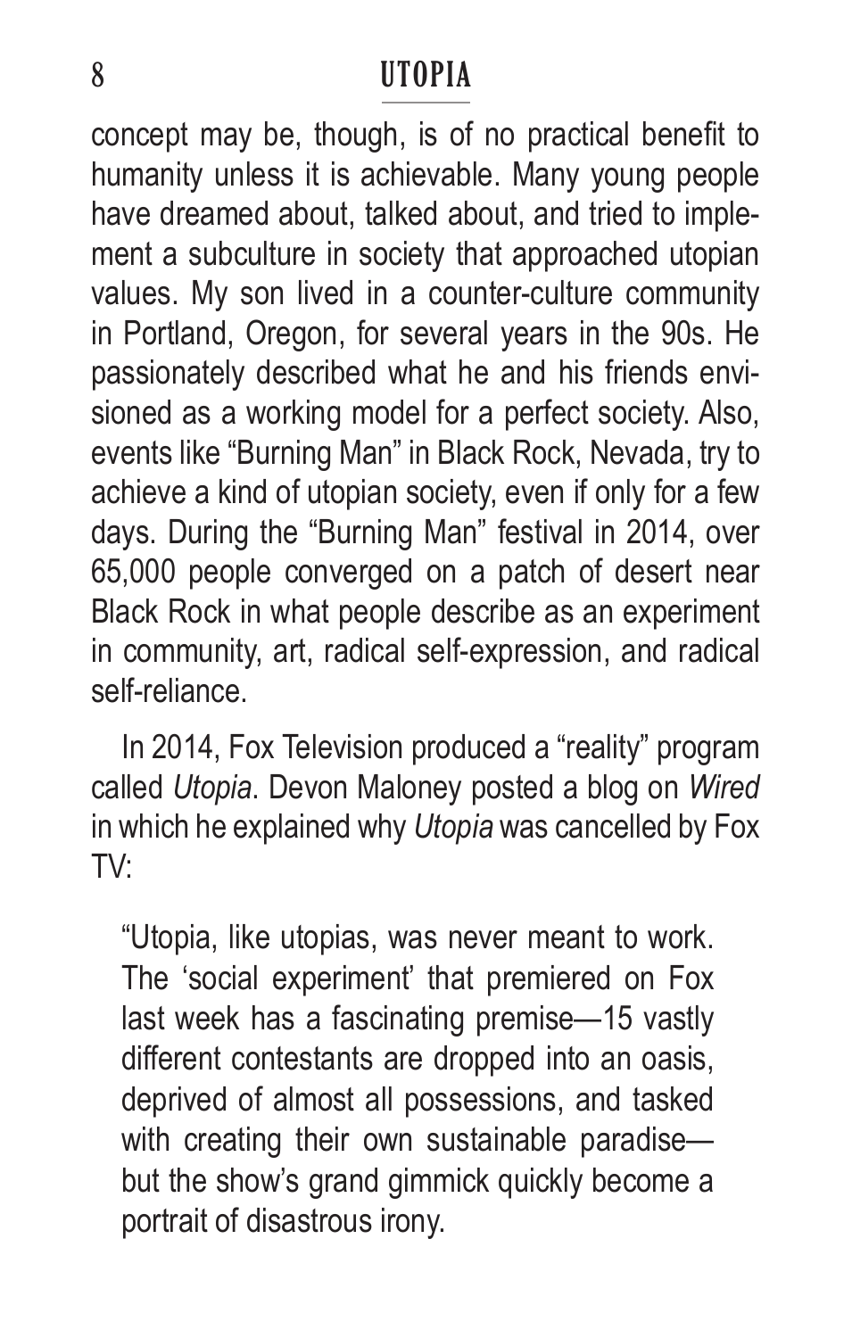concept may be, though, is of no practical benefit to humanity unless it is achievable. Many young people have dreamed about, talked about, and tried to implement a subculture in society that approached utopian values. My son lived in a counter-culture community in Portland, Oregon, for several years in the 90s. He passionately described what he and his friends envisioned as a working model for a perfect society. Also, events like "Burning Man" in Black Rock, Nevada, try to achieve a kind of utopian society, even if only for a few days. During the "Burning Man" festival in 2014, over 65,000 people converged on a patch of desert near Black Rock in what people describe as an experiment in community, art, radical self-expression, and radical self-reliance.

In 2014, Fox Television produced a "reality" program called *Utopia*. Devon Maloney posted a blog on *Wired* in which he explained why *Utopia* was cancelled by Fox TV:

> "Utopia, like utopias, was never meant to work. The 'social experiment' that premiered on Fox last week has a fascinating premise—15 vastly different contestants are dropped into an oasis, deprived of almost all possessions, and tasked with creating their own sustainable paradise—but the show's grand gimmick quickly become a portrait of disastrous irony.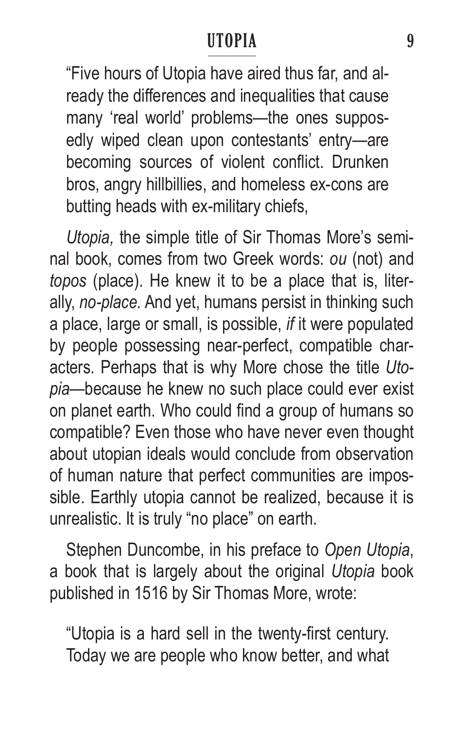> "Five hours of Utopia have aired thus far, and already the differences and inequalities that cause many 'real world' problems—the ones supposedly wiped clean upon contestants' entry—are becoming sources of violent conflict. Drunken bros, angry hillbillies, and homeless ex-cons are butting heads with ex-military chiefs,

*Utopia,* the simple title of Sir Thomas More's seminal book, comes from two Greek words: *ou* (not) and *topos* (place). He knew it to be a place that is, literally, *no-place.* And yet, humans persist in thinking such a place, large or small, is possible, *if* it were populated by people possessing near-perfect, compatible characters. Perhaps that is why More chose the title *Utopia*—because he knew no such place could ever exist on planet earth. Who could find a group of humans so compatible? Even those who have never even thought about utopian ideals would conclude from observation of human nature that perfect communities are impossible. Earthly utopia cannot be realized, because it is unrealistic. It is truly "no place" on earth.

Stephen Duncombe, in his preface to *Open Utopia*, a book that is largely about the original *Utopia* book published in 1516 by Sir Thomas More, wrote:

> "Utopia is a hard sell in the twenty-first century. Today we are people who know better, and what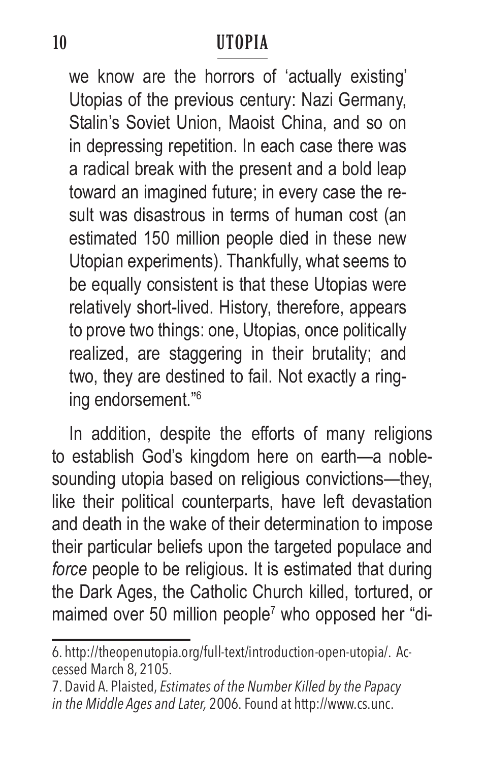we know are the horrors of 'actually existing' Utopias of the previous century: Nazi Germany, Stalin's Soviet Union, Maoist China, and so on in depressing repetition. In each case there was a radical break with the present and a bold leap toward an imagined future; in every case the result was disastrous in terms of human cost (an estimated 150 million people died in these new Utopian experiments). Thankfully, what seems to be equally consistent is that these Utopias were relatively short-lived. History, therefore, appears to prove two things: one, Utopias, once politically realized, are staggering in their brutality; and two, they are destined to fail. Not exactly a ringing endorsement."[6]

In addition, despite the efforts of many religions to establish God's kingdom here on earth—a noble-sounding utopia based on religious convictions—they, like their political counterparts, have left devastation and death in the wake of their determination to impose their particular beliefs upon the targeted populace and *force* people to be religious. It is estimated that during the Dark Ages, the Catholic Church killed, tortured, or maimed over 50 million people[7] who opposed her "di-

---

6. http://theopenutopia.org/full-text/introduction-open-utopia/. Accessed March 8, 2105.

7. David A. Plaisted, *Estimates of the Number Killed by the Papacy in the Middle Ages and Later,* 2006. Found at http://www.cs.unc.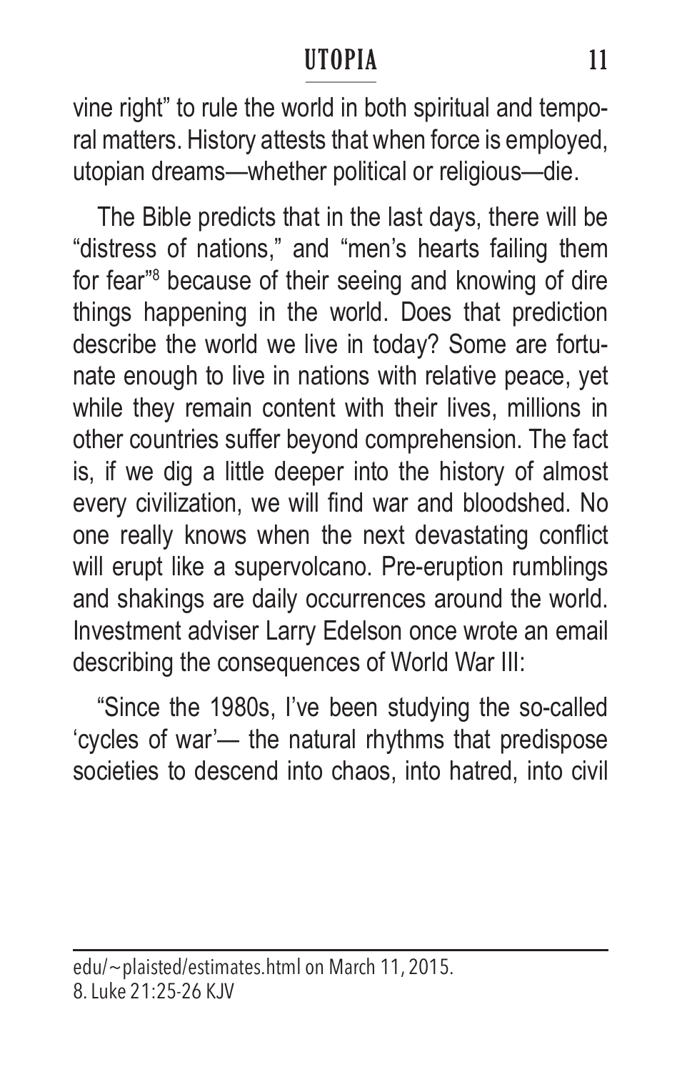vine right" to rule the world in both spiritual and temporal matters. History attests that when force is employed, utopian dreams—whether political or religious—die.

The Bible predicts that in the last days, there will be "distress of nations," and "men's hearts failing them for fear"[8] because of their seeing and knowing of dire things happening in the world. Does that prediction describe the world we live in today? Some are fortunate enough to live in nations with relative peace, yet while they remain content with their lives, millions in other countries suffer beyond comprehension. The fact is, if we dig a little deeper into the history of almost every civilization, we will find war and bloodshed. No one really knows when the next devastating conflict will erupt like a supervolcano. Pre-eruption rumblings and shakings are daily occurrences around the world. Investment adviser Larry Edelson once wrote an email describing the consequences of World War III:

"Since the 1980s, I've been studying the so-called 'cycles of war'— the natural rhythms that predispose societies to descend into chaos, into hatred, into civil

---

edu/~plaisted/estimates.html on March 11, 2015.
8. Luke 21:25-26 KJV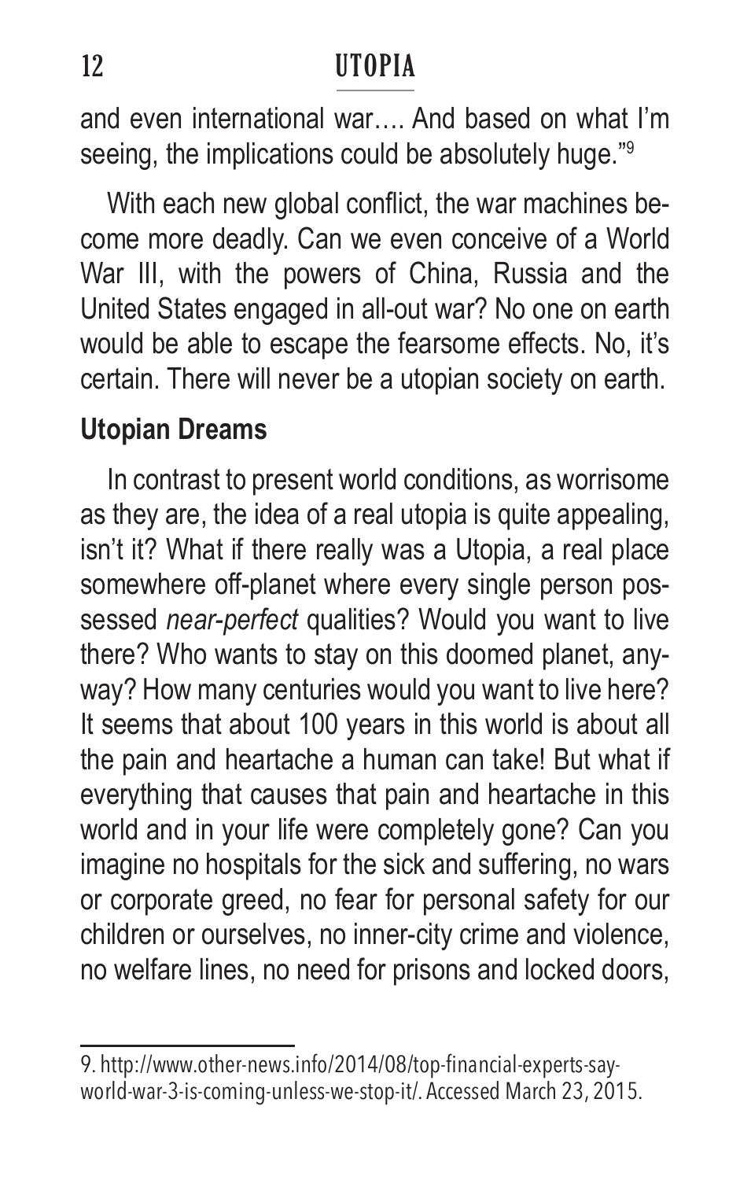and even international war…. And based on what I'm seeing, the implications could be absolutely huge."[9]

With each new global conflict, the war machines become more deadly. Can we even conceive of a World War III, with the powers of China, Russia and the United States engaged in all-out war? No one on earth would be able to escape the fearsome effects. No, it's certain. There will never be a utopian society on earth.

## Utopian Dreams

In contrast to present world conditions, as worrisome as they are, the idea of a real utopia is quite appealing, isn't it? What if there really was a Utopia, a real place somewhere off-planet where every single person possessed *near-perfect* qualities? Would you want to live there? Who wants to stay on this doomed planet, anyway? How many centuries would you want to live here? It seems that about 100 years in this world is about all the pain and heartache a human can take! But what if everything that causes that pain and heartache in this world and in your life were completely gone? Can you imagine no hospitals for the sick and suffering, no wars or corporate greed, no fear for personal safety for our children or ourselves, no inner-city crime and violence, no welfare lines, no need for prisons and locked doors,

---

9. http://www.other-news.info/2014/08/top-financial-experts-say-world-war-3-is-coming-unless-we-stop-it/. Accessed March 23, 2015.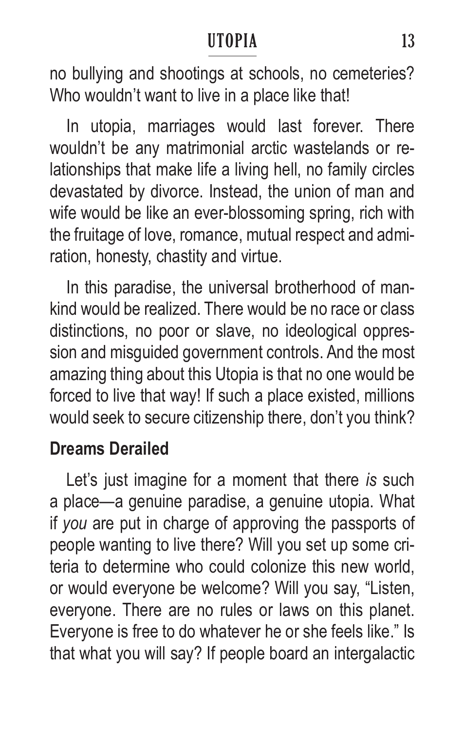no bullying and shootings at schools, no cemeteries? Who wouldn't want to live in a place like that!

In utopia, marriages would last forever. There wouldn't be any matrimonial arctic wastelands or relationships that make life a living hell, no family circles devastated by divorce. Instead, the union of man and wife would be like an ever-blossoming spring, rich with the fruitage of love, romance, mutual respect and admiration, honesty, chastity and virtue.

In this paradise, the universal brotherhood of mankind would be realized. There would be no race or class distinctions, no poor or slave, no ideological oppression and misguided government controls. And the most amazing thing about this Utopia is that no one would be forced to live that way! If such a place existed, millions would seek to secure citizenship there, don't you think?

## Dreams Derailed

Let's just imagine for a moment that there *is* such a place—a genuine paradise, a genuine utopia. What if *you* are put in charge of approving the passports of people wanting to live there? Will you set up some criteria to determine who could colonize this new world, or would everyone be welcome? Will you say, "Listen, everyone. There are no rules or laws on this planet. Everyone is free to do whatever he or she feels like." Is that what you will say? If people board an intergalactic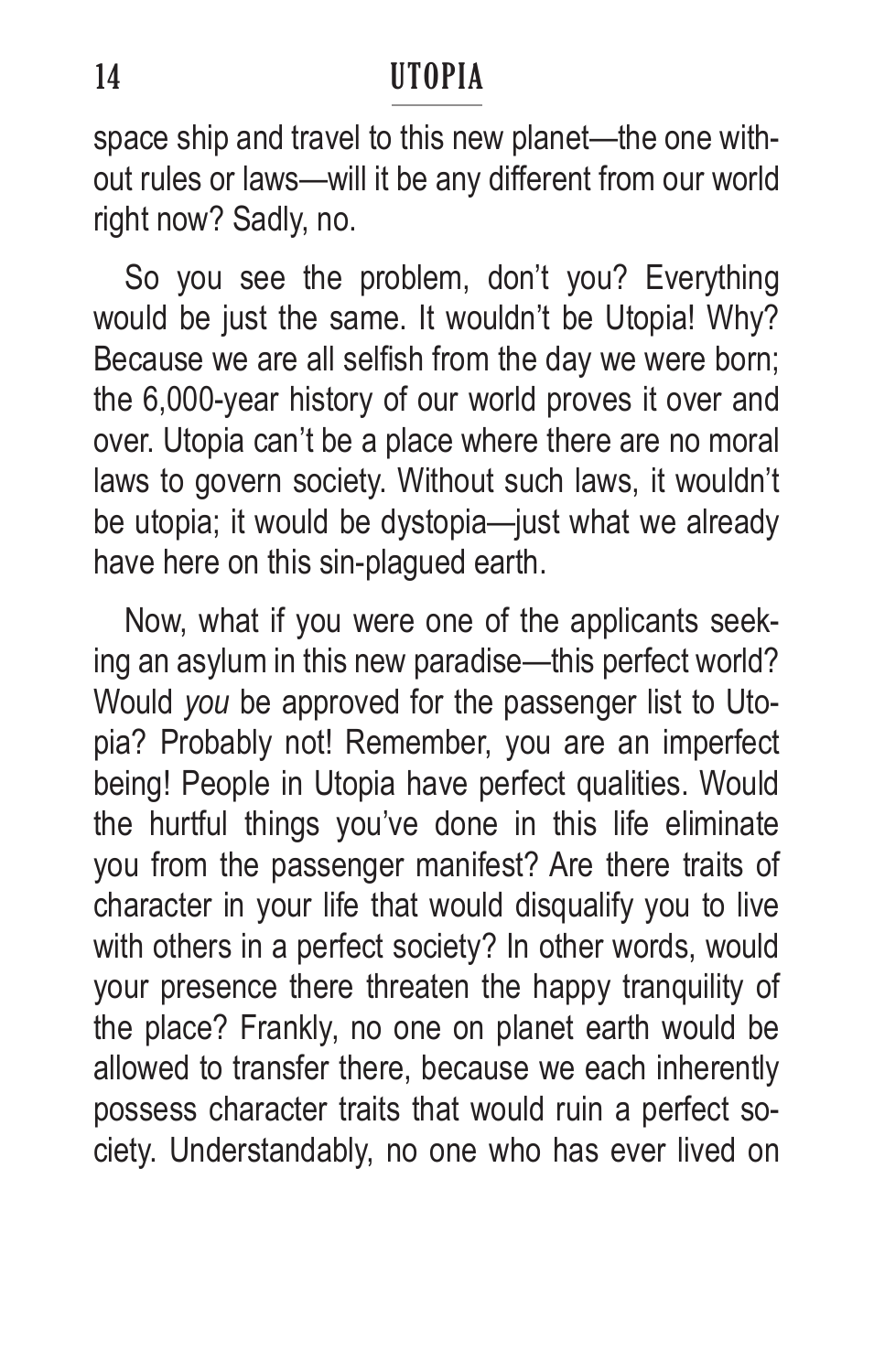space ship and travel to this new planet—the one without rules or laws—will it be any different from our world right now? Sadly, no.

So you see the problem, don't you? Everything would be just the same. It wouldn't be Utopia! Why? Because we are all selfish from the day we were born; the 6,000-year history of our world proves it over and over. Utopia can't be a place where there are no moral laws to govern society. Without such laws, it wouldn't be utopia; it would be dystopia—just what we already have here on this sin-plagued earth.

Now, what if you were one of the applicants seeking an asylum in this new paradise—this perfect world? Would *you* be approved for the passenger list to Utopia? Probably not! Remember, you are an imperfect being! People in Utopia have perfect qualities. Would the hurtful things you've done in this life eliminate you from the passenger manifest? Are there traits of character in your life that would disqualify you to live with others in a perfect society? In other words, would your presence there threaten the happy tranquility of the place? Frankly, no one on planet earth would be allowed to transfer there, because we each inherently possess character traits that would ruin a perfect society. Understandably, no one who has ever lived on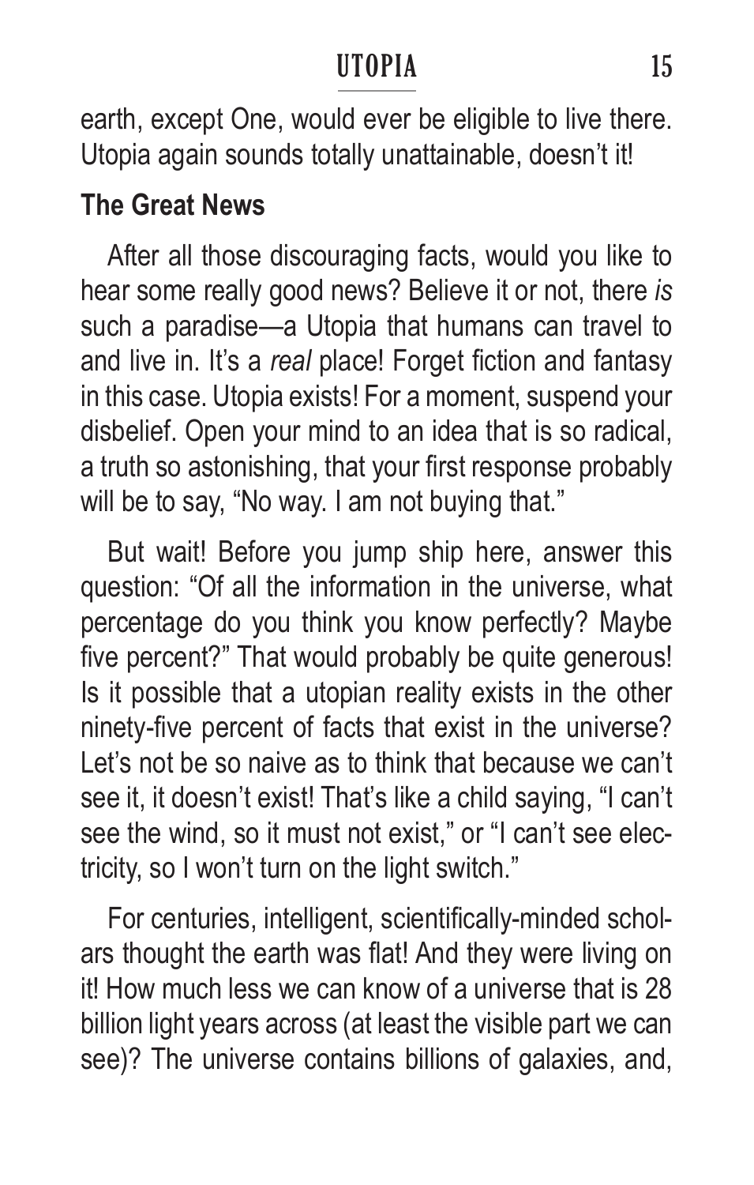earth, except One, would ever be eligible to live there. Utopia again sounds totally unattainable, doesn't it!

## The Great News

After all those discouraging facts, would you like to hear some really good news? Believe it or not, there *is* such a paradise—a Utopia that humans can travel to and live in. It's a *real* place! Forget fiction and fantasy in this case. Utopia exists! For a moment, suspend your disbelief. Open your mind to an idea that is so radical, a truth so astonishing, that your first response probably will be to say, "No way. I am not buying that."

But wait! Before you jump ship here, answer this question: "Of all the information in the universe, what percentage do you think you know perfectly? Maybe five percent?" That would probably be quite generous! Is it possible that a utopian reality exists in the other ninety-five percent of facts that exist in the universe? Let's not be so naive as to think that because we can't see it, it doesn't exist! That's like a child saying, "I can't see the wind, so it must not exist," or "I can't see electricity, so I won't turn on the light switch."

For centuries, intelligent, scientifically-minded scholars thought the earth was flat! And they were living on it! How much less we can know of a universe that is 28 billion light years across (at least the visible part we can see)? The universe contains billions of galaxies, and,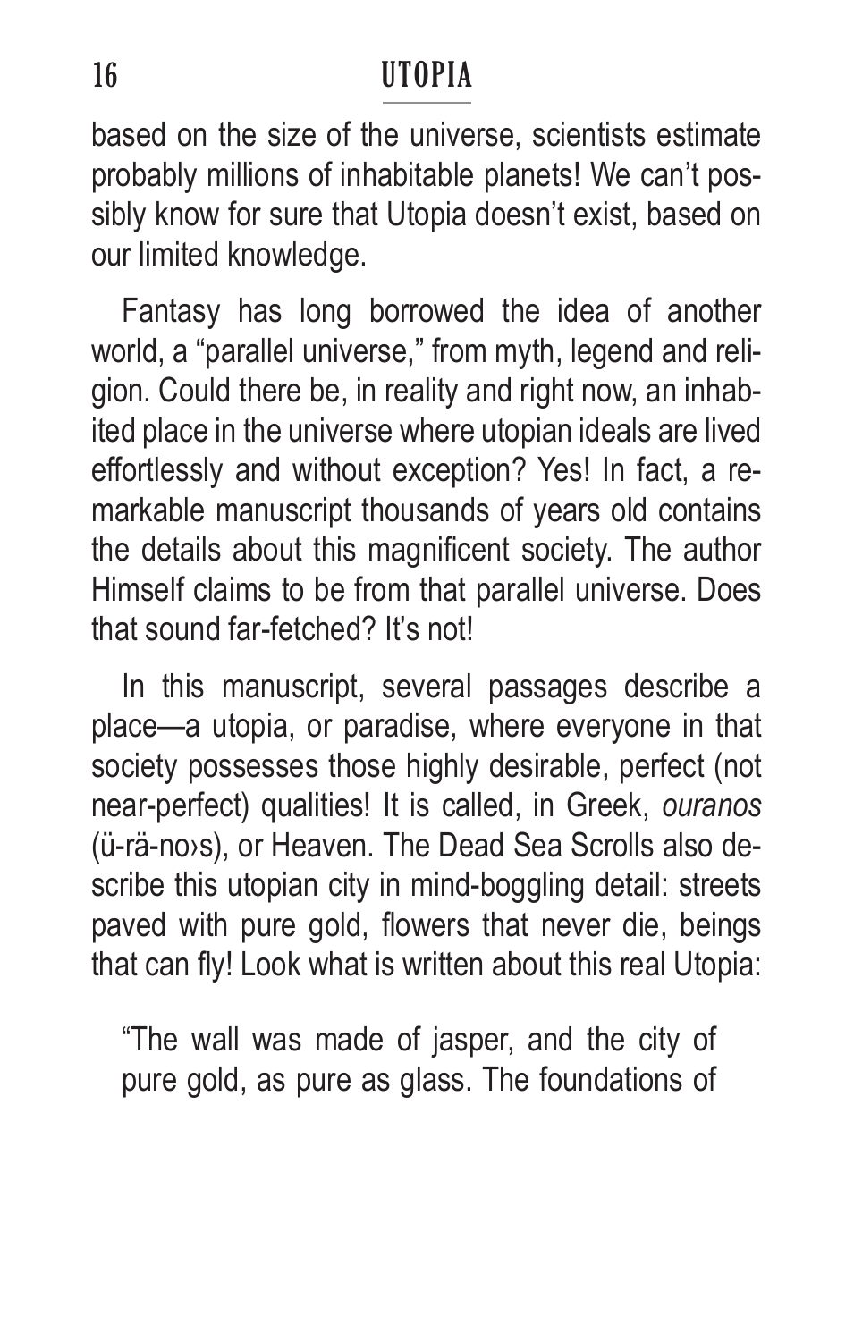based on the size of the universe, scientists estimate probably millions of inhabitable planets! We can't possibly know for sure that Utopia doesn't exist, based on our limited knowledge.

Fantasy has long borrowed the idea of another world, a "parallel universe," from myth, legend and religion. Could there be, in reality and right now, an inhabited place in the universe where utopian ideals are lived effortlessly and without exception? Yes! In fact, a remarkable manuscript thousands of years old contains the details about this magnificent society. The author Himself claims to be from that parallel universe. Does that sound far-fetched? It's not!

In this manuscript, several passages describe a place—a utopia, or paradise, where everyone in that society possesses those highly desirable, perfect (not near-perfect) qualities! It is called, in Greek, *ouranos* (ü-rä-no›s), or Heaven. The Dead Sea Scrolls also describe this utopian city in mind-boggling detail: streets paved with pure gold, flowers that never die, beings that can fly! Look what is written about this real Utopia:

> "The wall was made of jasper, and the city of pure gold, as pure as glass. The foundations of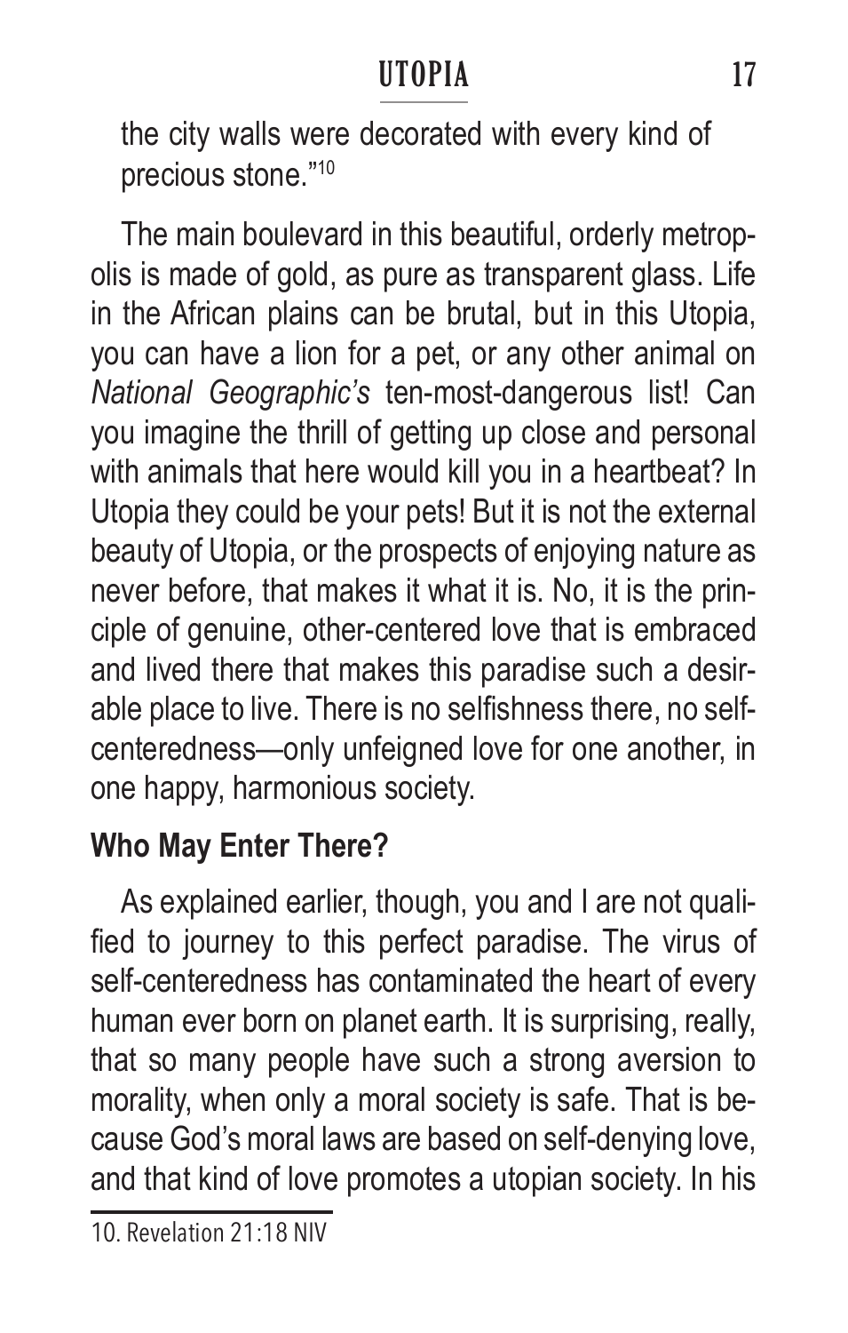the city walls were decorated with every kind of precious stone."[10]

The main boulevard in this beautiful, orderly metropolis is made of gold, as pure as transparent glass. Life in the African plains can be brutal, but in this Utopia, you can have a lion for a pet, or any other animal on *National Geographic's* ten-most-dangerous list! Can you imagine the thrill of getting up close and personal with animals that here would kill you in a heartbeat? In Utopia they could be your pets! But it is not the external beauty of Utopia, or the prospects of enjoying nature as never before, that makes it what it is. No, it is the principle of genuine, other-centered love that is embraced and lived there that makes this paradise such a desirable place to live. There is no selfishness there, no self-centeredness—only unfeigned love for one another, in one happy, harmonious society.

**Who May Enter There?**

As explained earlier, though, you and I are not qualified to journey to this perfect paradise. The virus of self-centeredness has contaminated the heart of every human ever born on planet earth. It is surprising, really, that so many people have such a strong aversion to morality, when only a moral society is safe. That is because God's moral laws are based on self-denying love, and that kind of love promotes a utopian society. In his

10. Revelation 21:18 NIV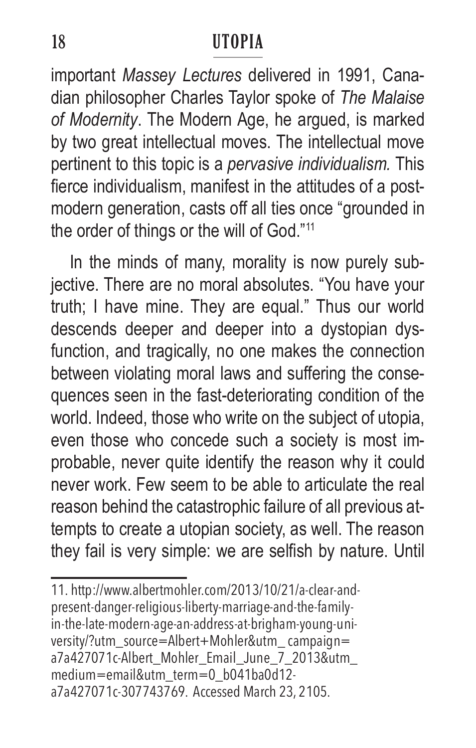important *Massey Lectures* delivered in 1991, Canadian philosopher Charles Taylor spoke of *The Malaise of Modernity*. The Modern Age, he argued, is marked by two great intellectual moves. The intellectual move pertinent to this topic is a *pervasive individualism.* This fierce individualism, manifest in the attitudes of a postmodern generation, casts off all ties once "grounded in the order of things or the will of God."[11]

In the minds of many, morality is now purely subjective. There are no moral absolutes. "You have your truth; I have mine. They are equal." Thus our world descends deeper and deeper into a dystopian dysfunction, and tragically, no one makes the connection between violating moral laws and suffering the consequences seen in the fast-deteriorating condition of the world. Indeed, those who write on the subject of utopia, even those who concede such a society is most improbable, never quite identify the reason why it could never work. Few seem to be able to articulate the real reason behind the catastrophic failure of all previous attempts to create a utopian society, as well. The reason they fail is very simple: we are selfish by nature. Until

---

11. http://www.albertmohler.com/2013/10/21/a-clear-and-present-danger-religious-liberty-marriage-and-the-family-in-the-late-modern-age-an-address-at-brigham-young-university/?utm_source=Albert+Mohler&utm_ campaign=a7a427071c-Albert_Mohler_Email_June_7_2013&utm_medium=email&utm_term=0_b041ba0d12-a7a427071c-307743769. Accessed March 23, 2105.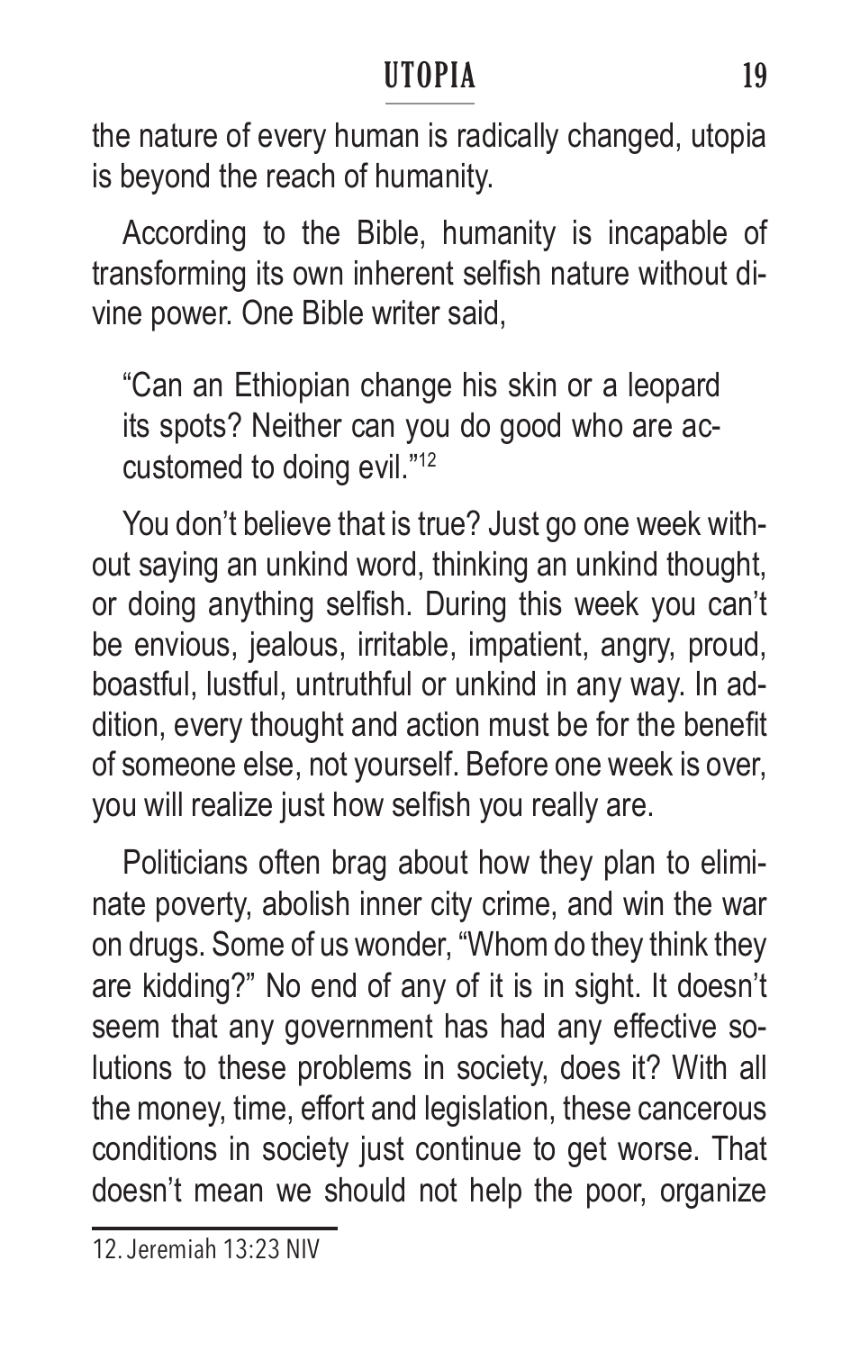the nature of every human is radically changed, utopia is beyond the reach of humanity.

According to the Bible, humanity is incapable of transforming its own inherent selfish nature without divine power. One Bible writer said,

> "Can an Ethiopian change his skin or a leopard its spots? Neither can you do good who are accustomed to doing evil."[12]

You don't believe that is true? Just go one week without saying an unkind word, thinking an unkind thought, or doing anything selfish. During this week you can't be envious, jealous, irritable, impatient, angry, proud, boastful, lustful, untruthful or unkind in any way. In addition, every thought and action must be for the benefit of someone else, not yourself. Before one week is over, you will realize just how selfish you really are.

Politicians often brag about how they plan to eliminate poverty, abolish inner city crime, and win the war on drugs. Some of us wonder, "Whom do they think they are kidding?" No end of any of it is in sight. It doesn't seem that any government has had any effective solutions to these problems in society, does it? With all the money, time, effort and legislation, these cancerous conditions in society just continue to get worse. That doesn't mean we should not help the poor, organize

---

12. Jeremiah 13:23 NIV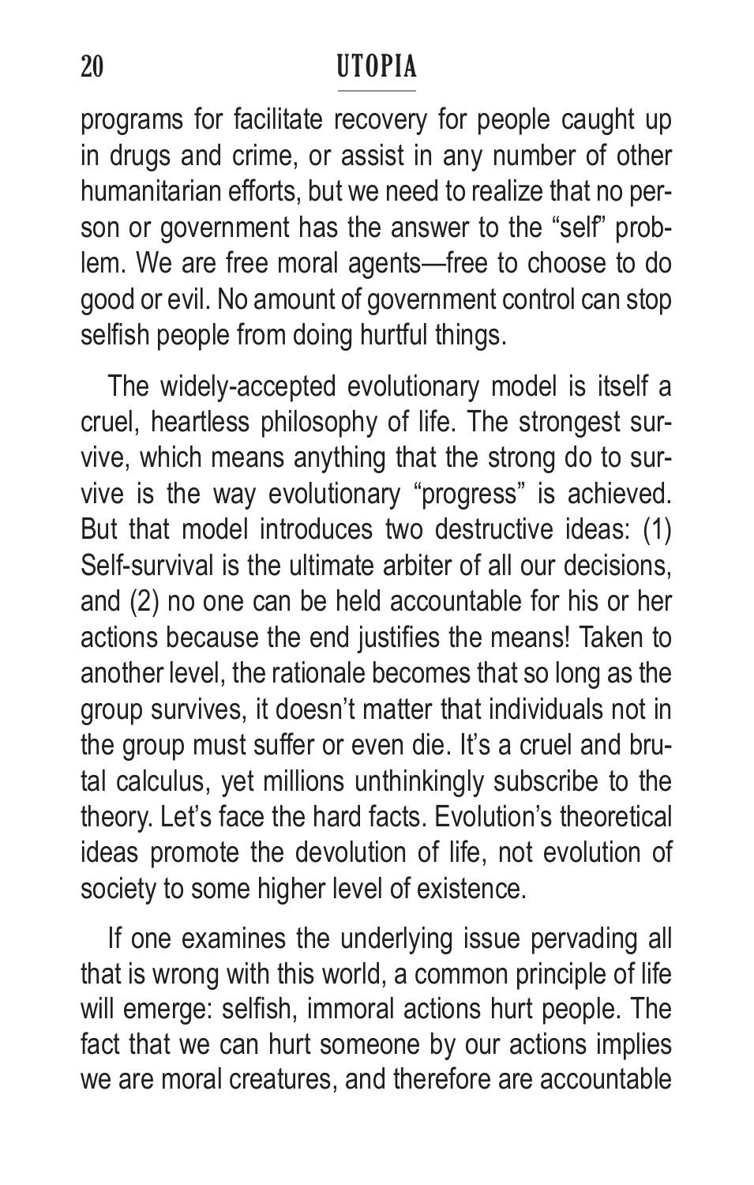programs for facilitate recovery for people caught up in drugs and crime, or assist in any number of other humanitarian efforts, but we need to realize that no person or government has the answer to the "self" problem. We are free moral agents—free to choose to do good or evil. No amount of government control can stop selfish people from doing hurtful things.

The widely-accepted evolutionary model is itself a cruel, heartless philosophy of life. The strongest survive, which means anything that the strong do to survive is the way evolutionary "progress" is achieved. But that model introduces two destructive ideas: (1) Self-survival is the ultimate arbiter of all our decisions, and (2) no one can be held accountable for his or her actions because the end justifies the means! Taken to another level, the rationale becomes that so long as the group survives, it doesn't matter that individuals not in the group must suffer or even die. It's a cruel and brutal calculus, yet millions unthinkingly subscribe to the theory. Let's face the hard facts. Evolution's theoretical ideas promote the devolution of life, not evolution of society to some higher level of existence.

If one examines the underlying issue pervading all that is wrong with this world, a common principle of life will emerge: selfish, immoral actions hurt people. The fact that we can hurt someone by our actions implies we are moral creatures, and therefore are accountable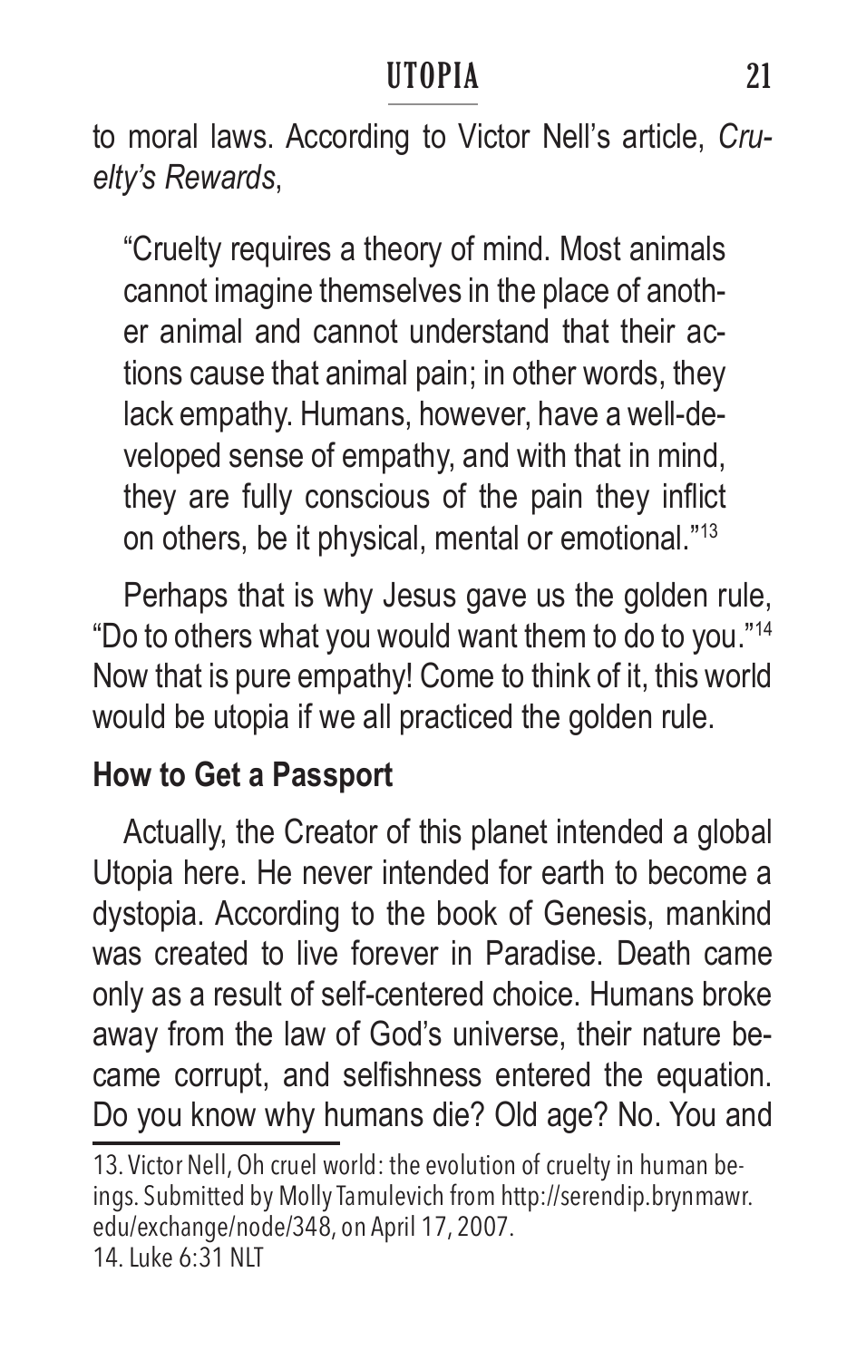to moral laws. According to Victor Nell's article, *Cruelty's Rewards*,

> "Cruelty requires a theory of mind. Most animals cannot imagine themselves in the place of another animal and cannot understand that their actions cause that animal pain; in other words, they lack empathy. Humans, however, have a well-developed sense of empathy, and with that in mind, they are fully conscious of the pain they inflict on others, be it physical, mental or emotional."[13]

Perhaps that is why Jesus gave us the golden rule, "Do to others what you would want them to do to you."[14] Now that is pure empathy! Come to think of it, this world would be utopia if we all practiced the golden rule.

**How to Get a Passport**

Actually, the Creator of this planet intended a global Utopia here. He never intended for earth to become a dystopia. According to the book of Genesis, mankind was created to live forever in Paradise. Death came only as a result of self-centered choice. Humans broke away from the law of God's universe, their nature became corrupt, and selfishness entered the equation. Do you know why humans die? Old age? No. You and

---

13. Victor Nell, Oh cruel world: the evolution of cruelty in human beings. Submitted by Molly Tamulevich from http://serendip.brynmawr.edu/exchange/node/348, on April 17, 2007.
14. Luke 6:31 NLT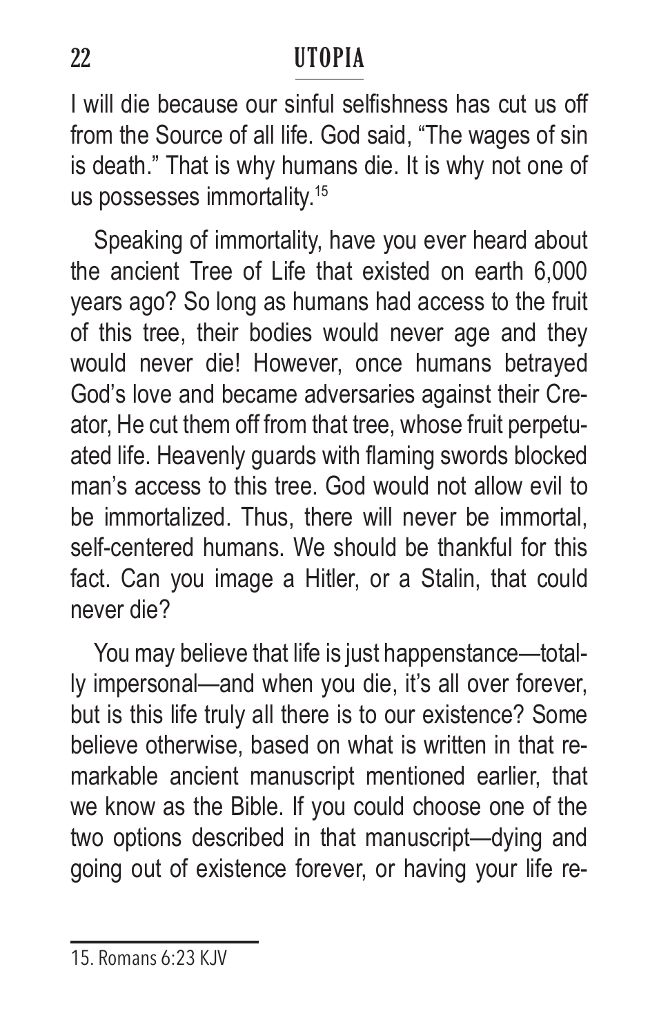I will die because our sinful selfishness has cut us off from the Source of all life. God said, "The wages of sin is death." That is why humans die. It is why not one of us possesses immortality.[15]

Speaking of immortality, have you ever heard about the ancient Tree of Life that existed on earth 6,000 years ago? So long as humans had access to the fruit of this tree, their bodies would never age and they would never die! However, once humans betrayed God's love and became adversaries against their Creator, He cut them off from that tree, whose fruit perpetuated life. Heavenly guards with flaming swords blocked man's access to this tree. God would not allow evil to be immortalized. Thus, there will never be immortal, self-centered humans. We should be thankful for this fact. Can you image a Hitler, or a Stalin, that could never die?

You may believe that life is just happenstance—totally impersonal—and when you die, it's all over forever, but is this life truly all there is to our existence? Some believe otherwise, based on what is written in that remarkable ancient manuscript mentioned earlier, that we know as the Bible. If you could choose one of the two options described in that manuscript—dying and going out of existence forever, or having your life re-

---

15. Romans 6:23 KJV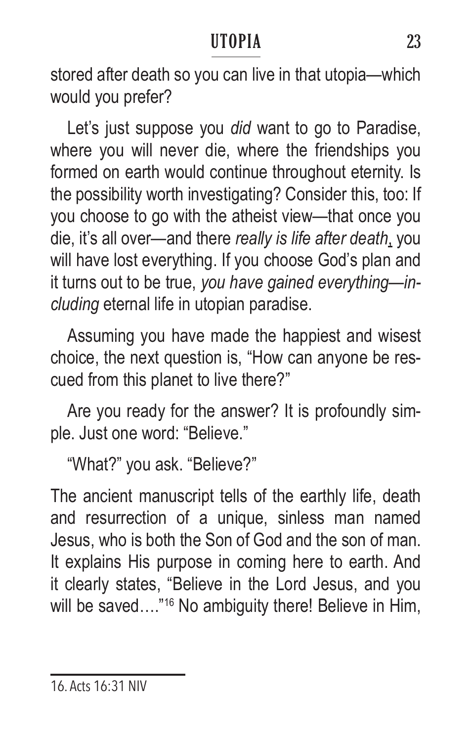stored after death so you can live in that utopia—which would you prefer?

Let's just suppose you *did* want to go to Paradise, where you will never die, where the friendships you formed on earth would continue throughout eternity. Is the possibility worth investigating? Consider this, too: If you choose to go with the atheist view—that once you die, it's all over—and there *really is life after death*, you will have lost everything. If you choose God's plan and it turns out to be true, *you have gained everything—including* eternal life in utopian paradise.

Assuming you have made the happiest and wisest choice, the next question is, "How can anyone be rescued from this planet to live there?"

Are you ready for the answer? It is profoundly simple. Just one word: "Believe."

"What?" you ask. "Believe?"

The ancient manuscript tells of the earthly life, death and resurrection of a unique, sinless man named Jesus, who is both the Son of God and the son of man. It explains His purpose in coming here to earth. And it clearly states, "Believe in the Lord Jesus, and you will be saved…."[16] No ambiguity there! Believe in Him,

---

16. Acts 16:31 NIV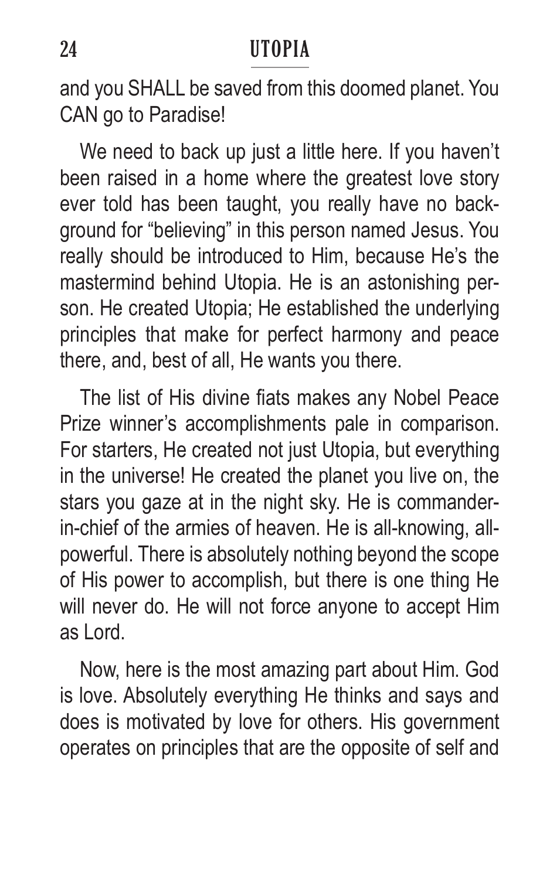and you SHALL be saved from this doomed planet. You CAN go to Paradise!

We need to back up just a little here. If you haven't been raised in a home where the greatest love story ever told has been taught, you really have no background for "believing" in this person named Jesus. You really should be introduced to Him, because He's the mastermind behind Utopia. He is an astonishing person. He created Utopia; He established the underlying principles that make for perfect harmony and peace there, and, best of all, He wants you there.

The list of His divine fiats makes any Nobel Peace Prize winner's accomplishments pale in comparison. For starters, He created not just Utopia, but everything in the universe! He created the planet you live on, the stars you gaze at in the night sky. He is commander-in-chief of the armies of heaven. He is all-knowing, all-powerful. There is absolutely nothing beyond the scope of His power to accomplish, but there is one thing He will never do. He will not force anyone to accept Him as Lord.

Now, here is the most amazing part about Him. God is love. Absolutely everything He thinks and says and does is motivated by love for others. His government operates on principles that are the opposite of self and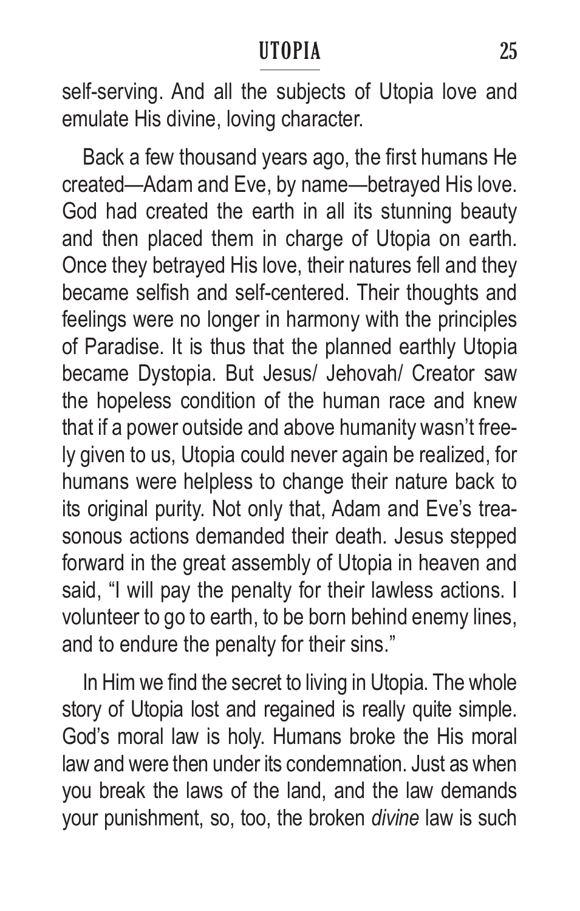self-serving. And all the subjects of Utopia love and emulate His divine, loving character.

Back a few thousand years ago, the first humans He created—Adam and Eve, by name—betrayed His love. God had created the earth in all its stunning beauty and then placed them in charge of Utopia on earth. Once they betrayed His love, their natures fell and they became selfish and self-centered. Their thoughts and feelings were no longer in harmony with the principles of Paradise. It is thus that the planned earthly Utopia became Dystopia. But Jesus/ Jehovah/ Creator saw the hopeless condition of the human race and knew that if a power outside and above humanity wasn't freely given to us, Utopia could never again be realized, for humans were helpless to change their nature back to its original purity. Not only that, Adam and Eve's treasonous actions demanded their death. Jesus stepped forward in the great assembly of Utopia in heaven and said, "I will pay the penalty for their lawless actions. I volunteer to go to earth, to be born behind enemy lines, and to endure the penalty for their sins."

In Him we find the secret to living in Utopia. The whole story of Utopia lost and regained is really quite simple. God's moral law is holy. Humans broke the His moral law and were then under its condemnation. Just as when you break the laws of the land, and the law demands your punishment, so, too, the broken *divine* law is such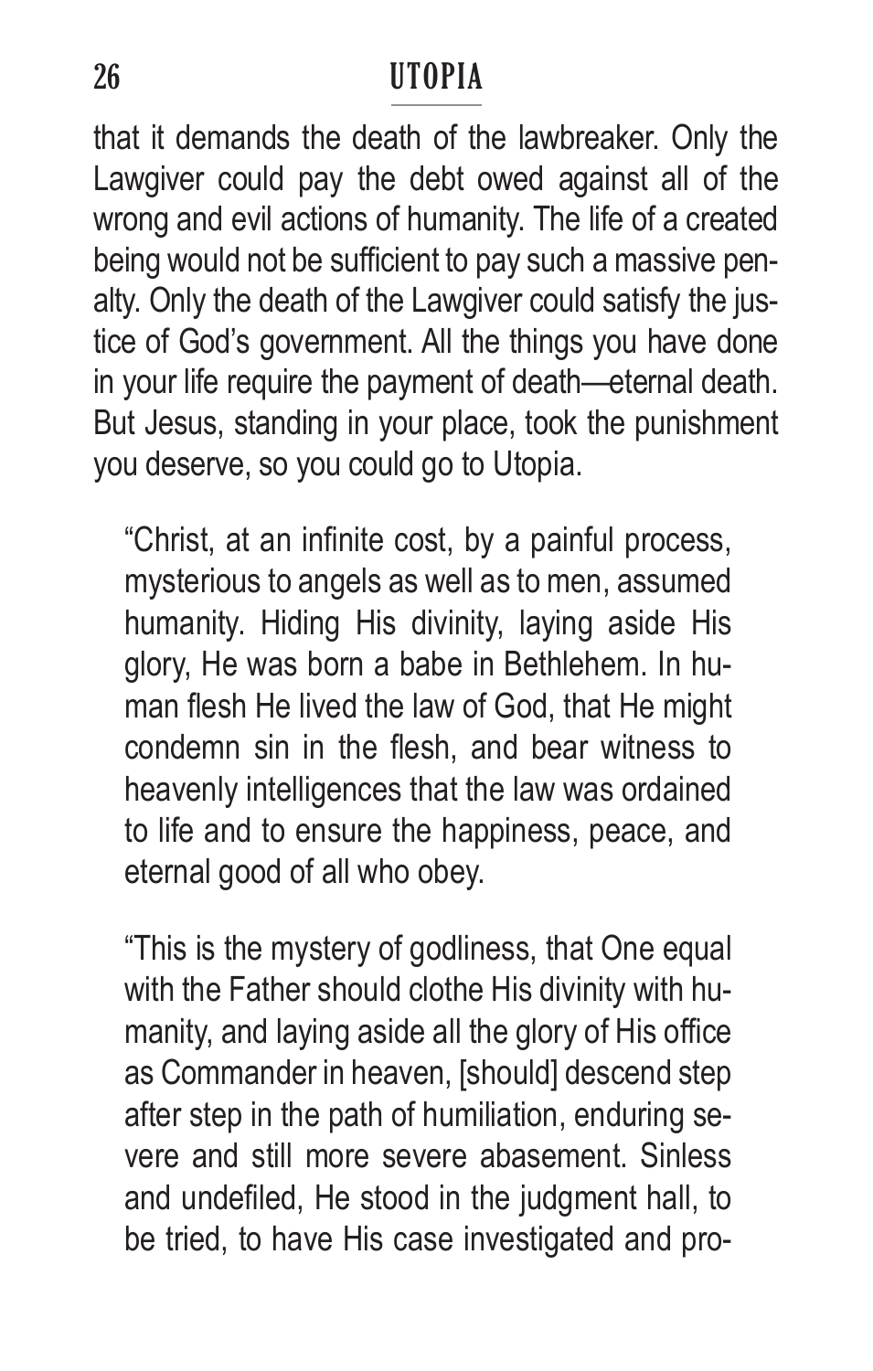that it demands the death of the lawbreaker. Only the Lawgiver could pay the debt owed against all of the wrong and evil actions of humanity. The life of a created being would not be sufficient to pay such a massive penalty. Only the death of the Lawgiver could satisfy the justice of God's government. All the things you have done in your life require the payment of death—eternal death. But Jesus, standing in your place, took the punishment you deserve, so you could go to Utopia.

> "Christ, at an infinite cost, by a painful process, mysterious to angels as well as to men, assumed humanity. Hiding His divinity, laying aside His glory, He was born a babe in Bethlehem. In human flesh He lived the law of God, that He might condemn sin in the flesh, and bear witness to heavenly intelligences that the law was ordained to life and to ensure the happiness, peace, and eternal good of all who obey.
>
> "This is the mystery of godliness, that One equal with the Father should clothe His divinity with humanity, and laying aside all the glory of His office as Commander in heaven, [should] descend step after step in the path of humiliation, enduring severe and still more severe abasement. Sinless and undefiled, He stood in the judgment hall, to be tried, to have His case investigated and pro-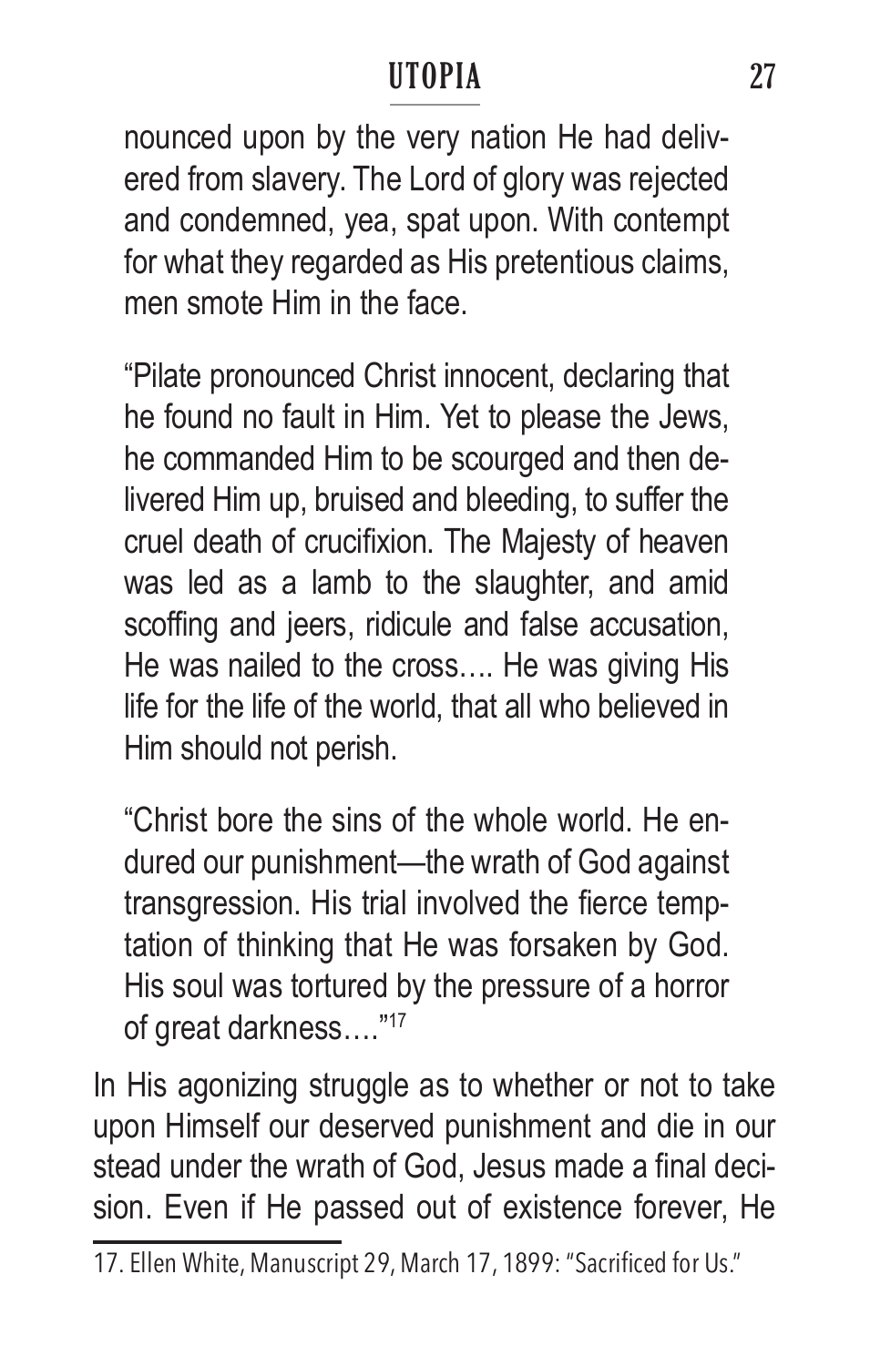> nounced upon by the very nation He had delivered from slavery. The Lord of glory was rejected and condemned, yea, spat upon. With contempt for what they regarded as His pretentious claims, men smote Him in the face.
>
> "Pilate pronounced Christ innocent, declaring that he found no fault in Him. Yet to please the Jews, he commanded Him to be scourged and then delivered Him up, bruised and bleeding, to suffer the cruel death of crucifixion. The Majesty of heaven was led as a lamb to the slaughter, and amid scoffing and jeers, ridicule and false accusation, He was nailed to the cross…. He was giving His life for the life of the world, that all who believed in Him should not perish.
>
> "Christ bore the sins of the whole world. He endured our punishment—the wrath of God against transgression. His trial involved the fierce temptation of thinking that He was forsaken by God. His soul was tortured by the pressure of a horror of great darkness…."[17]

In His agonizing struggle as to whether or not to take upon Himself our deserved punishment and die in our stead under the wrath of God, Jesus made a final decision. Even if He passed out of existence forever, He

---

17. Ellen White, Manuscript 29, March 17, 1899: "Sacrificed for Us."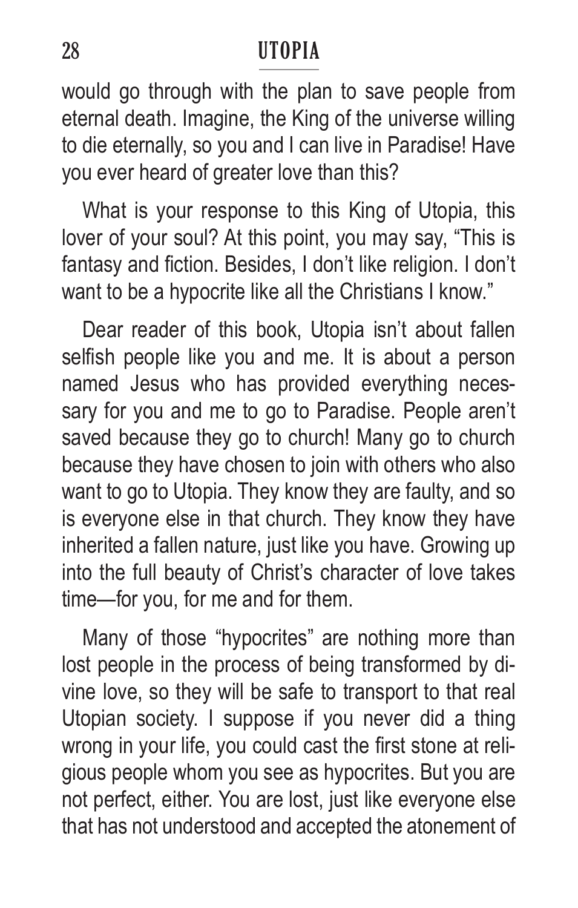would go through with the plan to save people from eternal death. Imagine, the King of the universe willing to die eternally, so you and I can live in Paradise! Have you ever heard of greater love than this?

What is your response to this King of Utopia, this lover of your soul? At this point, you may say, “This is fantasy and fiction. Besides, I don’t like religion. I don’t want to be a hypocrite like all the Christians I know.”

Dear reader of this book, Utopia isn’t about fallen selfish people like you and me. It is about a person named Jesus who has provided everything necessary for you and me to go to Paradise. People aren’t saved because they go to church! Many go to church because they have chosen to join with others who also want to go to Utopia. They know they are faulty, and so is everyone else in that church. They know they have inherited a fallen nature, just like you have. Growing up into the full beauty of Christ’s character of love takes time—for you, for me and for them.

Many of those “hypocrites” are nothing more than lost people in the process of being transformed by divine love, so they will be safe to transport to that real Utopian society. I suppose if you never did a thing wrong in your life, you could cast the first stone at religious people whom you see as hypocrites. But you are not perfect, either. You are lost, just like everyone else that has not understood and accepted the atonement of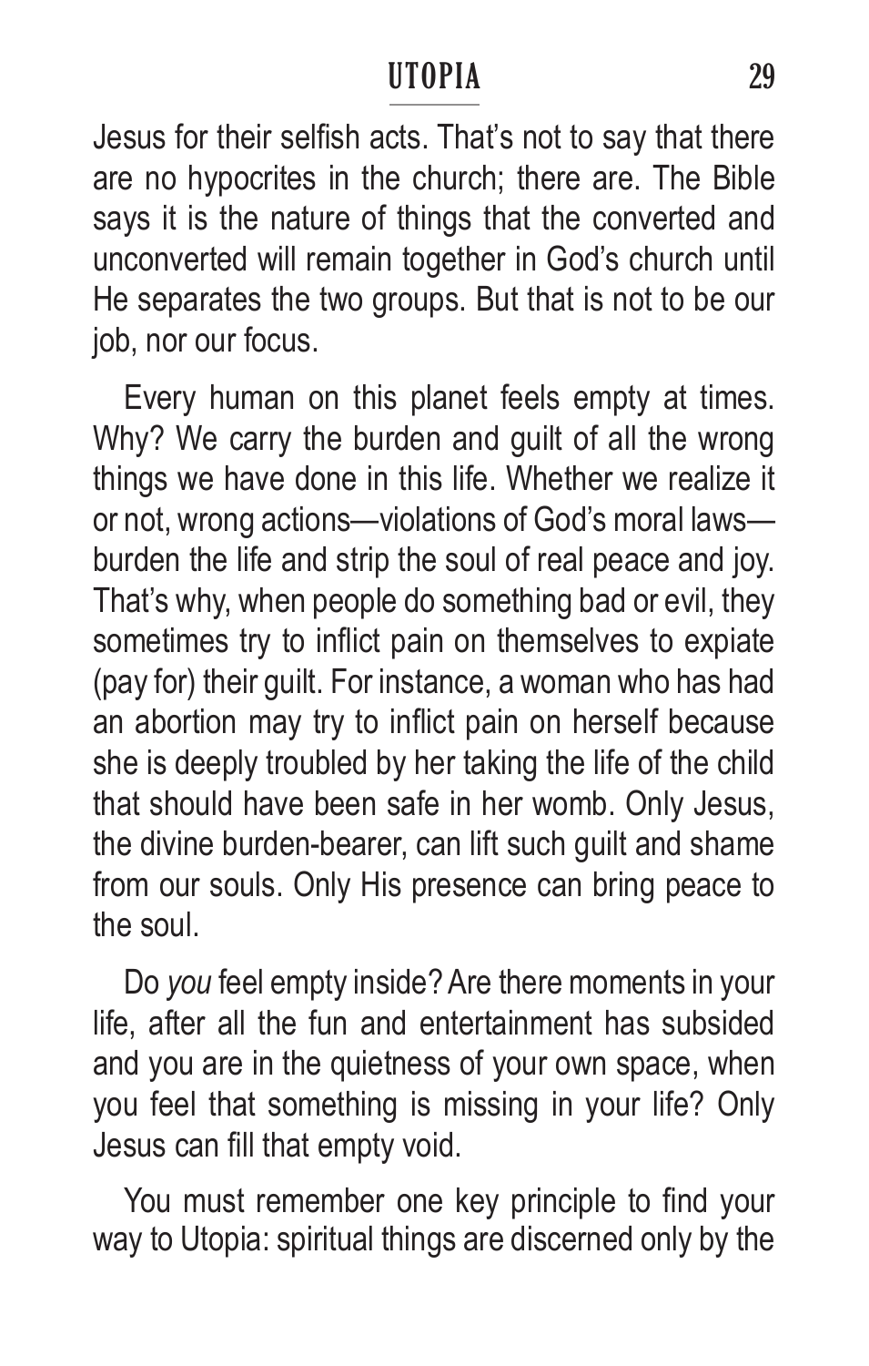Jesus for their selfish acts. That's not to say that there are no hypocrites in the church; there are. The Bible says it is the nature of things that the converted and unconverted will remain together in God's church until He separates the two groups. But that is not to be our job, nor our focus.

Every human on this planet feels empty at times. Why? We carry the burden and guilt of all the wrong things we have done in this life. Whether we realize it or not, wrong actions—violations of God's moral laws—burden the life and strip the soul of real peace and joy. That's why, when people do something bad or evil, they sometimes try to inflict pain on themselves to expiate (pay for) their guilt. For instance, a woman who has had an abortion may try to inflict pain on herself because she is deeply troubled by her taking the life of the child that should have been safe in her womb. Only Jesus, the divine burden-bearer, can lift such guilt and shame from our souls. Only His presence can bring peace to the soul.

Do *you* feel empty inside? Are there moments in your life, after all the fun and entertainment has subsided and you are in the quietness of your own space, when you feel that something is missing in your life? Only Jesus can fill that empty void.

You must remember one key principle to find your way to Utopia: spiritual things are discerned only by the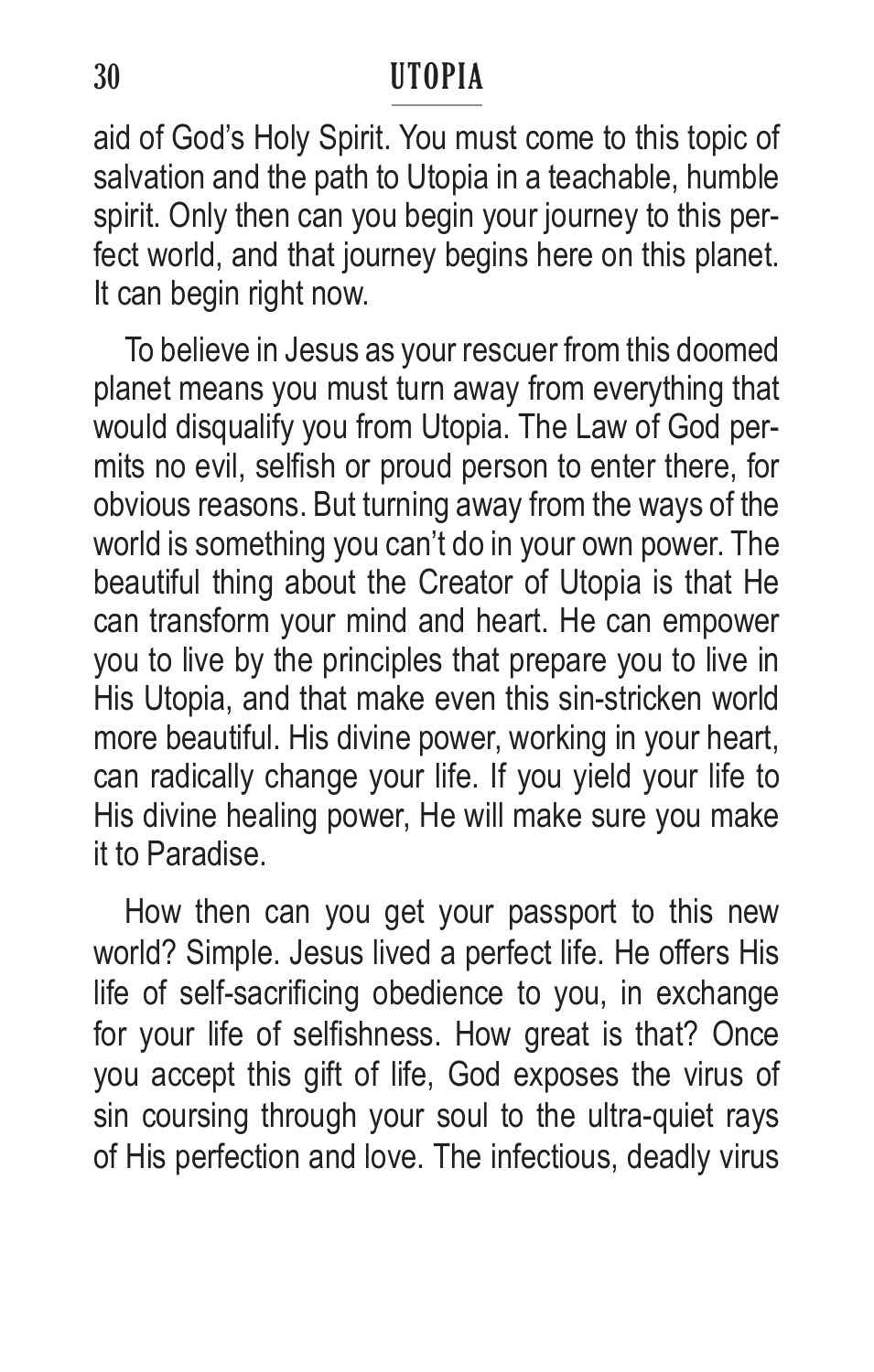aid of God's Holy Spirit. You must come to this topic of salvation and the path to Utopia in a teachable, humble spirit. Only then can you begin your journey to this perfect world, and that journey begins here on this planet. It can begin right now.

To believe in Jesus as your rescuer from this doomed planet means you must turn away from everything that would disqualify you from Utopia. The Law of God permits no evil, selfish or proud person to enter there, for obvious reasons. But turning away from the ways of the world is something you can't do in your own power. The beautiful thing about the Creator of Utopia is that He can transform your mind and heart. He can empower you to live by the principles that prepare you to live in His Utopia, and that make even this sin-stricken world more beautiful. His divine power, working in your heart, can radically change your life. If you yield your life to His divine healing power, He will make sure you make it to Paradise.

How then can you get your passport to this new world? Simple. Jesus lived a perfect life. He offers His life of self-sacrificing obedience to you, in exchange for your life of selfishness. How great is that? Once you accept this gift of life, God exposes the virus of sin coursing through your soul to the ultra-quiet rays of His perfection and love. The infectious, deadly virus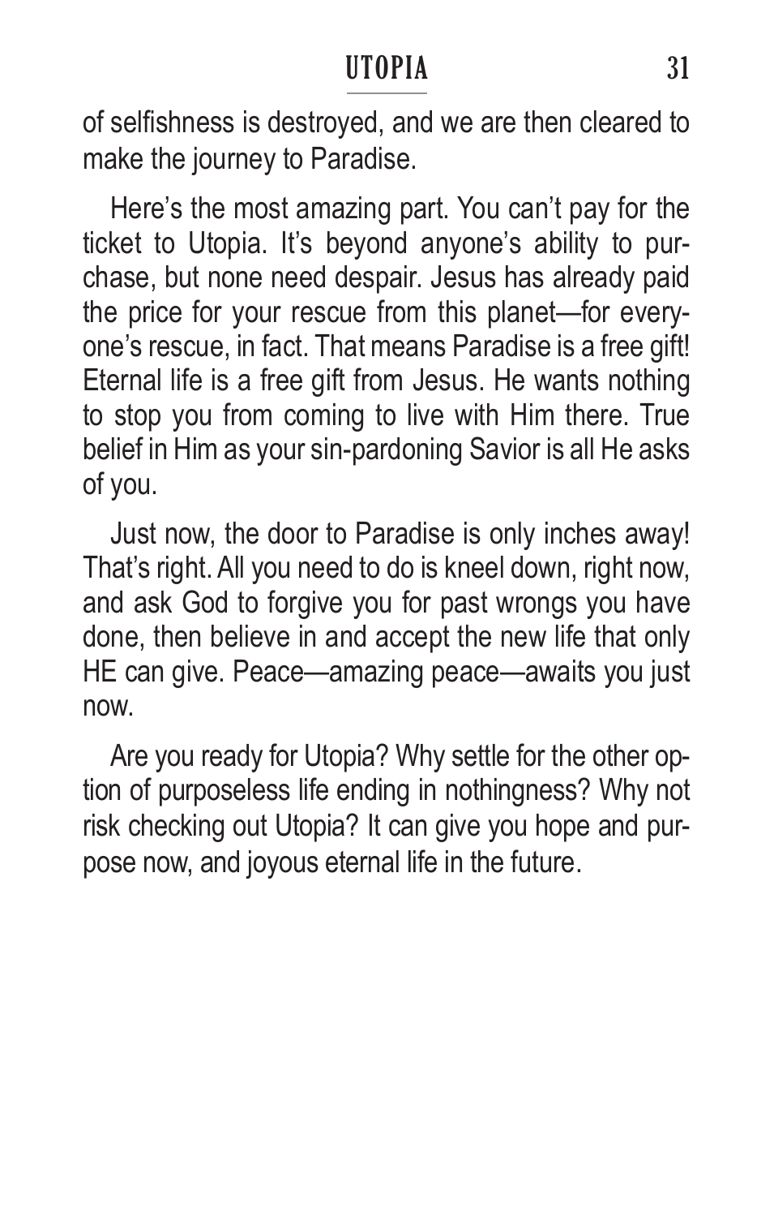of selfishness is destroyed, and we are then cleared to make the journey to Paradise.

Here's the most amazing part. You can't pay for the ticket to Utopia. It's beyond anyone's ability to purchase, but none need despair. Jesus has already paid the price for your rescue from this planet—for everyone's rescue, in fact. That means Paradise is a free gift! Eternal life is a free gift from Jesus. He wants nothing to stop you from coming to live with Him there. True belief in Him as your sin-pardoning Savior is all He asks of you.

Just now, the door to Paradise is only inches away! That's right. All you need to do is kneel down, right now, and ask God to forgive you for past wrongs you have done, then believe in and accept the new life that only HE can give. Peace—amazing peace—awaits you just now.

Are you ready for Utopia? Why settle for the other option of purposeless life ending in nothingness? Why not risk checking out Utopia? It can give you hope and purpose now, and joyous eternal life in the future.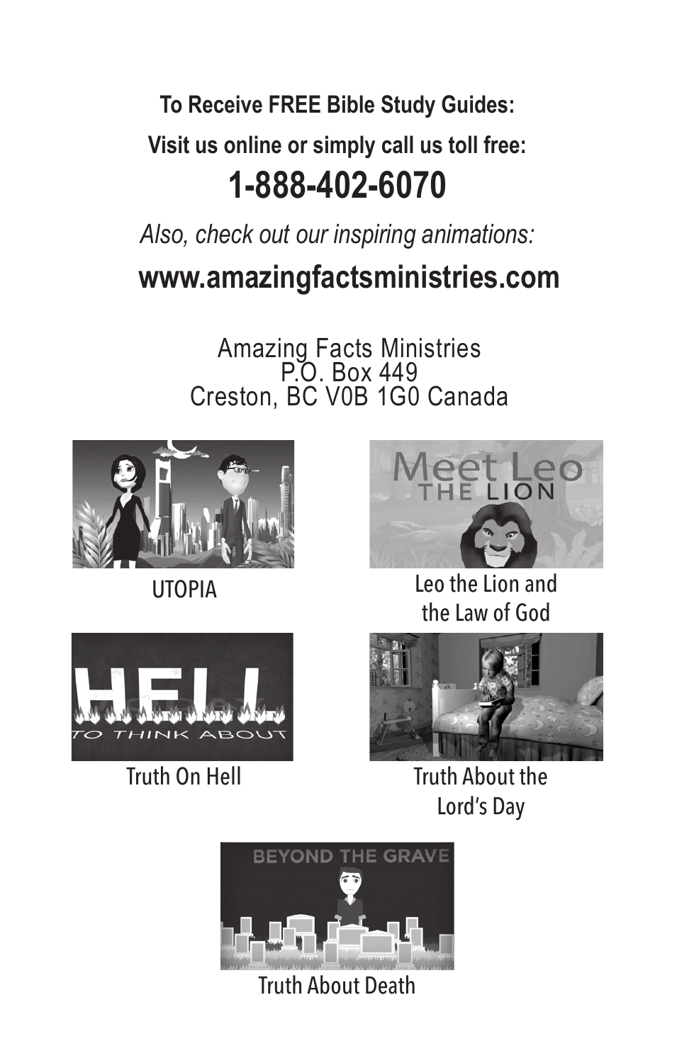**To Receive FREE Bible Study Guides:**

**Visit us online or simply call us toll free:**

# 1-888-402-6070

*Also, check out our inspiring animations:*

**www.amazingfactsministries.com**

Amazing Facts Ministries
P.O. Box 449
Creston, BC V0B 1G0 Canada

UTOPIA

Leo the Lion and the Law of God

Truth On Hell

Truth About the Lord's Day

Truth About Death